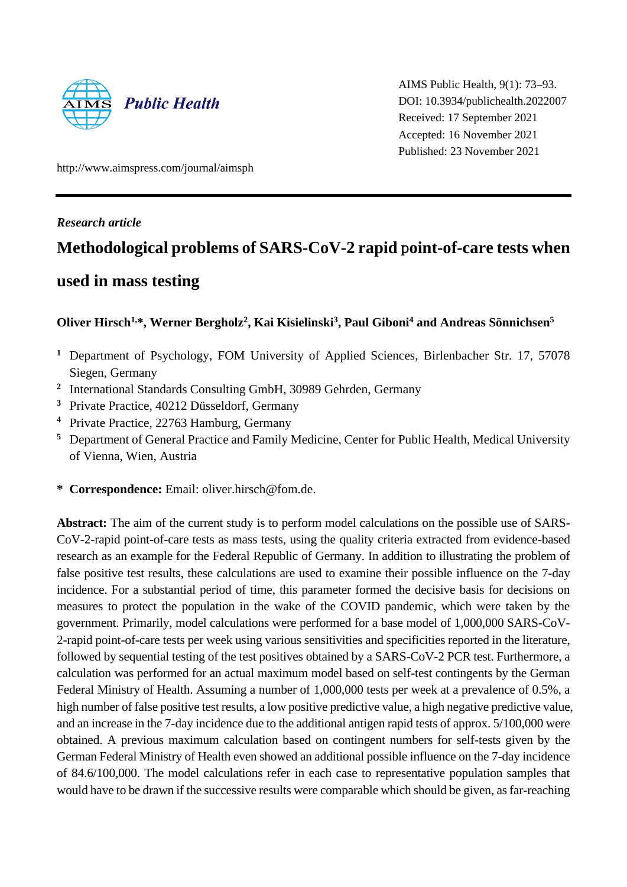AIMS Public Health, 9(1): 73–93.
DOI: 10.3934/publichealth.2022007
Received: 17 September 2021
Accepted: 16 November 2021
Published: 23 November 2021

http://www.aimspress.com/journal/aimsph

*Research article*

# Methodological problems of SARS-CoV-2 rapid point-of-care tests when used in mass testing

**Oliver Hirsch[1,*], Werner Bergholz[2], Kai Kisielinski[3], Paul Giboni[4] and Andreas Sönnichsen[5]**

[1] Department of Psychology, FOM University of Applied Sciences, Birlenbacher Str. 17, 57078 Siegen, Germany
[2] International Standards Consulting GmbH, 30989 Gehrden, Germany
[3] Private Practice, 40212 Düsseldorf, Germany
[4] Private Practice, 22763 Hamburg, Germany
[5] Department of General Practice and Family Medicine, Center for Public Health, Medical University of Vienna, Wien, Austria

\* **Correspondence:** Email: oliver.hirsch@fom.de.

**Abstract:** The aim of the current study is to perform model calculations on the possible use of SARS-CoV-2-rapid point-of-care tests as mass tests, using the quality criteria extracted from evidence-based research as an example for the Federal Republic of Germany. In addition to illustrating the problem of false positive test results, these calculations are used to examine their possible influence on the 7-day incidence. For a substantial period of time, this parameter formed the decisive basis for decisions on measures to protect the population in the wake of the COVID pandemic, which were taken by the government. Primarily, model calculations were performed for a base model of 1,000,000 SARS-CoV-2-rapid point-of-care tests per week using various sensitivities and specificities reported in the literature, followed by sequential testing of the test positives obtained by a SARS-CoV-2 PCR test. Furthermore, a calculation was performed for an actual maximum model based on self-test contingents by the German Federal Ministry of Health. Assuming a number of 1,000,000 tests per week at a prevalence of 0.5%, a high number of false positive test results, a low positive predictive value, a high negative predictive value, and an increase in the 7-day incidence due to the additional antigen rapid tests of approx. 5/100,000 were obtained. A previous maximum calculation based on contingent numbers for self-tests given by the German Federal Ministry of Health even showed an additional possible influence on the 7-day incidence of 84.6/100,000. The model calculations refer in each case to representative population samples that would have to be drawn if the successive results were comparable which should be given, as far-reaching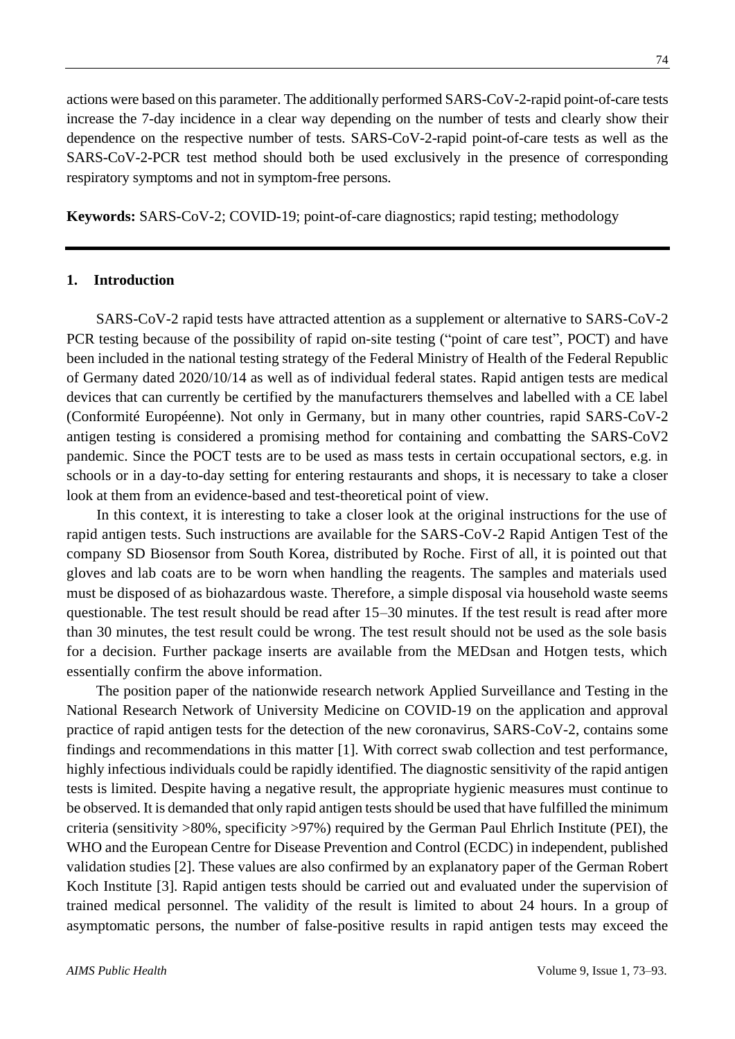actions were based on this parameter. The additionally performed SARS-CoV-2-rapid point-of-care tests increase the 7-day incidence in a clear way depending on the number of tests and clearly show their dependence on the respective number of tests. SARS-CoV-2-rapid point-of-care tests as well as the SARS-CoV-2-PCR test method should both be used exclusively in the presence of corresponding respiratory symptoms and not in symptom-free persons.

**Keywords:** SARS-CoV-2; COVID-19; point-of-care diagnostics; rapid testing; methodology

## 1. Introduction

SARS-CoV-2 rapid tests have attracted attention as a supplement or alternative to SARS-CoV-2 PCR testing because of the possibility of rapid on-site testing ("point of care test", POCT) and have been included in the national testing strategy of the Federal Ministry of Health of the Federal Republic of Germany dated 2020/10/14 as well as of individual federal states. Rapid antigen tests are medical devices that can currently be certified by the manufacturers themselves and labelled with a CE label (Conformité Européenne). Not only in Germany, but in many other countries, rapid SARS-CoV-2 antigen testing is considered a promising method for containing and combatting the SARS-CoV2 pandemic. Since the POCT tests are to be used as mass tests in certain occupational sectors, e.g. in schools or in a day-to-day setting for entering restaurants and shops, it is necessary to take a closer look at them from an evidence-based and test-theoretical point of view.

In this context, it is interesting to take a closer look at the original instructions for the use of rapid antigen tests. Such instructions are available for the SARS-CoV-2 Rapid Antigen Test of the company SD Biosensor from South Korea, distributed by Roche. First of all, it is pointed out that gloves and lab coats are to be worn when handling the reagents. The samples and materials used must be disposed of as biohazardous waste. Therefore, a simple disposal via household waste seems questionable. The test result should be read after 15–30 minutes. If the test result is read after more than 30 minutes, the test result could be wrong. The test result should not be used as the sole basis for a decision. Further package inserts are available from the MEDsan and Hotgen tests, which essentially confirm the above information.

The position paper of the nationwide research network Applied Surveillance and Testing in the National Research Network of University Medicine on COVID-19 on the application and approval practice of rapid antigen tests for the detection of the new coronavirus, SARS-CoV-2, contains some findings and recommendations in this matter [1]. With correct swab collection and test performance, highly infectious individuals could be rapidly identified. The diagnostic sensitivity of the rapid antigen tests is limited. Despite having a negative result, the appropriate hygienic measures must continue to be observed. It is demanded that only rapid antigen tests should be used that have fulfilled the minimum criteria (sensitivity >80%, specificity >97%) required by the German Paul Ehrlich Institute (PEI), the WHO and the European Centre for Disease Prevention and Control (ECDC) in independent, published validation studies [2]. These values are also confirmed by an explanatory paper of the German Robert Koch Institute [3]. Rapid antigen tests should be carried out and evaluated under the supervision of trained medical personnel. The validity of the result is limited to about 24 hours. In a group of asymptomatic persons, the number of false-positive results in rapid antigen tests may exceed the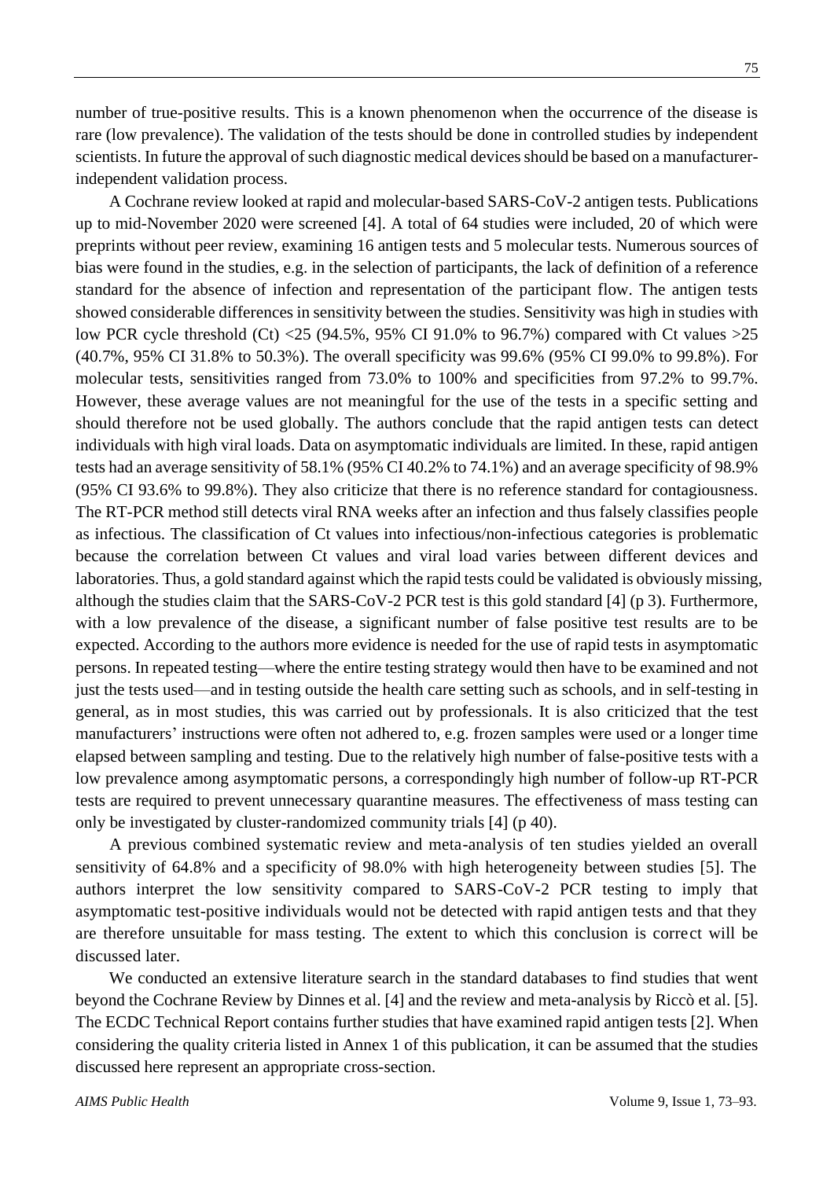number of true-positive results. This is a known phenomenon when the occurrence of the disease is rare (low prevalence). The validation of the tests should be done in controlled studies by independent scientists. In future the approval of such diagnostic medical devices should be based on a manufacturer-independent validation process.

A Cochrane review looked at rapid and molecular-based SARS-CoV-2 antigen tests. Publications up to mid-November 2020 were screened [4]. A total of 64 studies were included, 20 of which were preprints without peer review, examining 16 antigen tests and 5 molecular tests. Numerous sources of bias were found in the studies, e.g. in the selection of participants, the lack of definition of a reference standard for the absence of infection and representation of the participant flow. The antigen tests showed considerable differences in sensitivity between the studies. Sensitivity was high in studies with low PCR cycle threshold (Ct) <25 (94.5%, 95% CI 91.0% to 96.7%) compared with Ct values >25 (40.7%, 95% CI 31.8% to 50.3%). The overall specificity was 99.6% (95% CI 99.0% to 99.8%). For molecular tests, sensitivities ranged from 73.0% to 100% and specificities from 97.2% to 99.7%. However, these average values are not meaningful for the use of the tests in a specific setting and should therefore not be used globally. The authors conclude that the rapid antigen tests can detect individuals with high viral loads. Data on asymptomatic individuals are limited. In these, rapid antigen tests had an average sensitivity of 58.1% (95% CI 40.2% to 74.1%) and an average specificity of 98.9% (95% CI 93.6% to 99.8%). They also criticize that there is no reference standard for contagiousness. The RT-PCR method still detects viral RNA weeks after an infection and thus falsely classifies people as infectious. The classification of Ct values into infectious/non-infectious categories is problematic because the correlation between Ct values and viral load varies between different devices and laboratories. Thus, a gold standard against which the rapid tests could be validated is obviously missing, although the studies claim that the SARS-CoV-2 PCR test is this gold standard [4] (p 3). Furthermore, with a low prevalence of the disease, a significant number of false positive test results are to be expected. According to the authors more evidence is needed for the use of rapid tests in asymptomatic persons. In repeated testing—where the entire testing strategy would then have to be examined and not just the tests used—and in testing outside the health care setting such as schools, and in self-testing in general, as in most studies, this was carried out by professionals. It is also criticized that the test manufacturers' instructions were often not adhered to, e.g. frozen samples were used or a longer time elapsed between sampling and testing. Due to the relatively high number of false-positive tests with a low prevalence among asymptomatic persons, a correspondingly high number of follow-up RT-PCR tests are required to prevent unnecessary quarantine measures. The effectiveness of mass testing can only be investigated by cluster-randomized community trials [4] (p 40).

A previous combined systematic review and meta-analysis of ten studies yielded an overall sensitivity of 64.8% and a specificity of 98.0% with high heterogeneity between studies [5]. The authors interpret the low sensitivity compared to SARS-CoV-2 PCR testing to imply that asymptomatic test-positive individuals would not be detected with rapid antigen tests and that they are therefore unsuitable for mass testing. The extent to which this conclusion is correct will be discussed later.

We conducted an extensive literature search in the standard databases to find studies that went beyond the Cochrane Review by Dinnes et al. [4] and the review and meta-analysis by Riccò et al. [5]. The ECDC Technical Report contains further studies that have examined rapid antigen tests [2]. When considering the quality criteria listed in Annex 1 of this publication, it can be assumed that the studies discussed here represent an appropriate cross-section.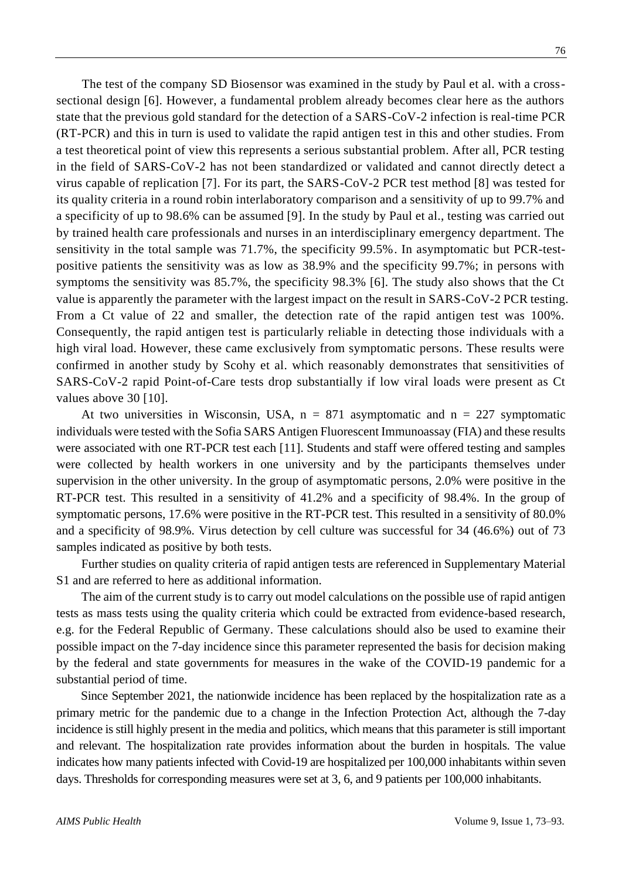The test of the company SD Biosensor was examined in the study by Paul et al. with a cross-sectional design [6]. However, a fundamental problem already becomes clear here as the authors state that the previous gold standard for the detection of a SARS-CoV-2 infection is real-time PCR (RT-PCR) and this in turn is used to validate the rapid antigen test in this and other studies. From a test theoretical point of view this represents a serious substantial problem. After all, PCR testing in the field of SARS-CoV-2 has not been standardized or validated and cannot directly detect a virus capable of replication [7]. For its part, the SARS-CoV-2 PCR test method [8] was tested for its quality criteria in a round robin interlaboratory comparison and a sensitivity of up to 99.7% and a specificity of up to 98.6% can be assumed [9]. In the study by Paul et al., testing was carried out by trained health care professionals and nurses in an interdisciplinary emergency department. The sensitivity in the total sample was 71.7%, the specificity 99.5%. In asymptomatic but PCR-test-positive patients the sensitivity was as low as 38.9% and the specificity 99.7%; in persons with symptoms the sensitivity was 85.7%, the specificity 98.3% [6]. The study also shows that the Ct value is apparently the parameter with the largest impact on the result in SARS-CoV-2 PCR testing. From a Ct value of 22 and smaller, the detection rate of the rapid antigen test was 100%. Consequently, the rapid antigen test is particularly reliable in detecting those individuals with a high viral load. However, these came exclusively from symptomatic persons. These results were confirmed in another study by Scohy et al. which reasonably demonstrates that sensitivities of SARS-CoV-2 rapid Point-of-Care tests drop substantially if low viral loads were present as Ct values above 30 [10].

At two universities in Wisconsin, USA, $n = 871$ asymptomatic and $n = 227$ symptomatic individuals were tested with the Sofia SARS Antigen Fluorescent Immunoassay (FIA) and these results were associated with one RT-PCR test each [11]. Students and staff were offered testing and samples were collected by health workers in one university and by the participants themselves under supervision in the other university. In the group of asymptomatic persons, 2.0% were positive in the RT-PCR test. This resulted in a sensitivity of 41.2% and a specificity of 98.4%. In the group of symptomatic persons, 17.6% were positive in the RT-PCR test. This resulted in a sensitivity of 80.0% and a specificity of 98.9%. Virus detection by cell culture was successful for 34 (46.6%) out of 73 samples indicated as positive by both tests.

Further studies on quality criteria of rapid antigen tests are referenced in Supplementary Material S1 and are referred to here as additional information.

The aim of the current study is to carry out model calculations on the possible use of rapid antigen tests as mass tests using the quality criteria which could be extracted from evidence-based research, e.g. for the Federal Republic of Germany. These calculations should also be used to examine their possible impact on the 7-day incidence since this parameter represented the basis for decision making by the federal and state governments for measures in the wake of the COVID-19 pandemic for a substantial period of time.

Since September 2021, the nationwide incidence has been replaced by the hospitalization rate as a primary metric for the pandemic due to a change in the Infection Protection Act, although the 7-day incidence is still highly present in the media and politics, which means that this parameter is still important and relevant. The hospitalization rate provides information about the burden in hospitals. The value indicates how many patients infected with Covid-19 are hospitalized per 100,000 inhabitants within seven days. Thresholds for corresponding measures were set at 3, 6, and 9 patients per 100,000 inhabitants.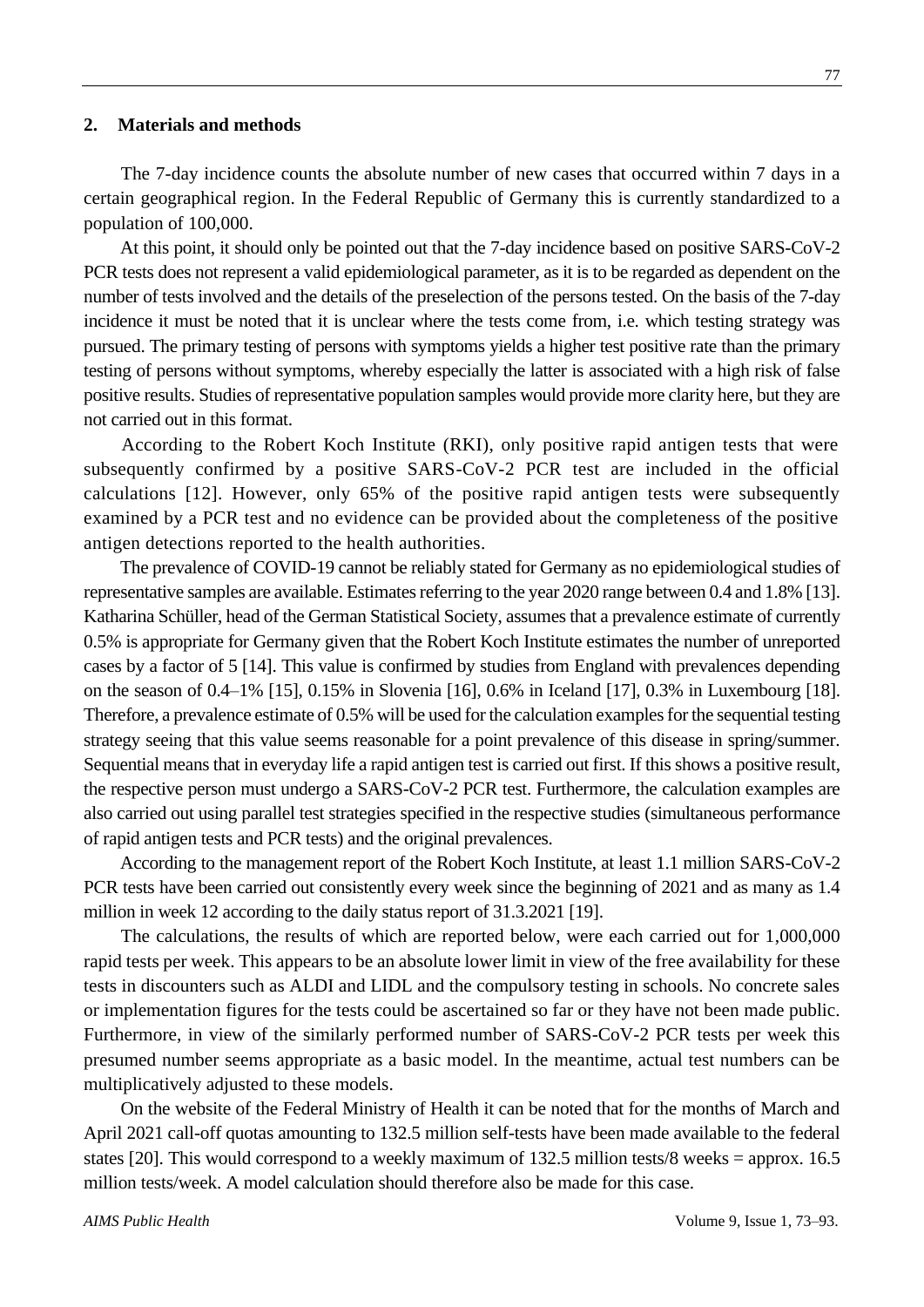## 2. Materials and methods

The 7-day incidence counts the absolute number of new cases that occurred within 7 days in a certain geographical region. In the Federal Republic of Germany this is currently standardized to a population of 100,000.

At this point, it should only be pointed out that the 7-day incidence based on positive SARS-CoV-2 PCR tests does not represent a valid epidemiological parameter, as it is to be regarded as dependent on the number of tests involved and the details of the preselection of the persons tested. On the basis of the 7-day incidence it must be noted that it is unclear where the tests come from, i.e. which testing strategy was pursued. The primary testing of persons with symptoms yields a higher test positive rate than the primary testing of persons without symptoms, whereby especially the latter is associated with a high risk of false positive results. Studies of representative population samples would provide more clarity here, but they are not carried out in this format.

According to the Robert Koch Institute (RKI), only positive rapid antigen tests that were subsequently confirmed by a positive SARS-CoV-2 PCR test are included in the official calculations [12]. However, only 65% of the positive rapid antigen tests were subsequently examined by a PCR test and no evidence can be provided about the completeness of the positive antigen detections reported to the health authorities.

The prevalence of COVID-19 cannot be reliably stated for Germany as no epidemiological studies of representative samples are available. Estimates referring to the year 2020 range between 0.4 and 1.8% [13]. Katharina Schüller, head of the German Statistical Society, assumes that a prevalence estimate of currently 0.5% is appropriate for Germany given that the Robert Koch Institute estimates the number of unreported cases by a factor of 5 [14]. This value is confirmed by studies from England with prevalences depending on the season of 0.4–1% [15], 0.15% in Slovenia [16], 0.6% in Iceland [17], 0.3% in Luxembourg [18]. Therefore, a prevalence estimate of 0.5% will be used for the calculation examples for the sequential testing strategy seeing that this value seems reasonable for a point prevalence of this disease in spring/summer. Sequential means that in everyday life a rapid antigen test is carried out first. If this shows a positive result, the respective person must undergo a SARS-CoV-2 PCR test. Furthermore, the calculation examples are also carried out using parallel test strategies specified in the respective studies (simultaneous performance of rapid antigen tests and PCR tests) and the original prevalences.

According to the management report of the Robert Koch Institute, at least 1.1 million SARS-CoV-2 PCR tests have been carried out consistently every week since the beginning of 2021 and as many as 1.4 million in week 12 according to the daily status report of 31.3.2021 [19].

The calculations, the results of which are reported below, were each carried out for 1,000,000 rapid tests per week. This appears to be an absolute lower limit in view of the free availability for these tests in discounters such as ALDI and LIDL and the compulsory testing in schools. No concrete sales or implementation figures for the tests could be ascertained so far or they have not been made public. Furthermore, in view of the similarly performed number of SARS-CoV-2 PCR tests per week this presumed number seems appropriate as a basic model. In the meantime, actual test numbers can be multiplicatively adjusted to these models.

On the website of the Federal Ministry of Health it can be noted that for the months of March and April 2021 call-off quotas amounting to 132.5 million self-tests have been made available to the federal states [20]. This would correspond to a weekly maximum of 132.5 million tests/8 weeks = approx. 16.5 million tests/week. A model calculation should therefore also be made for this case.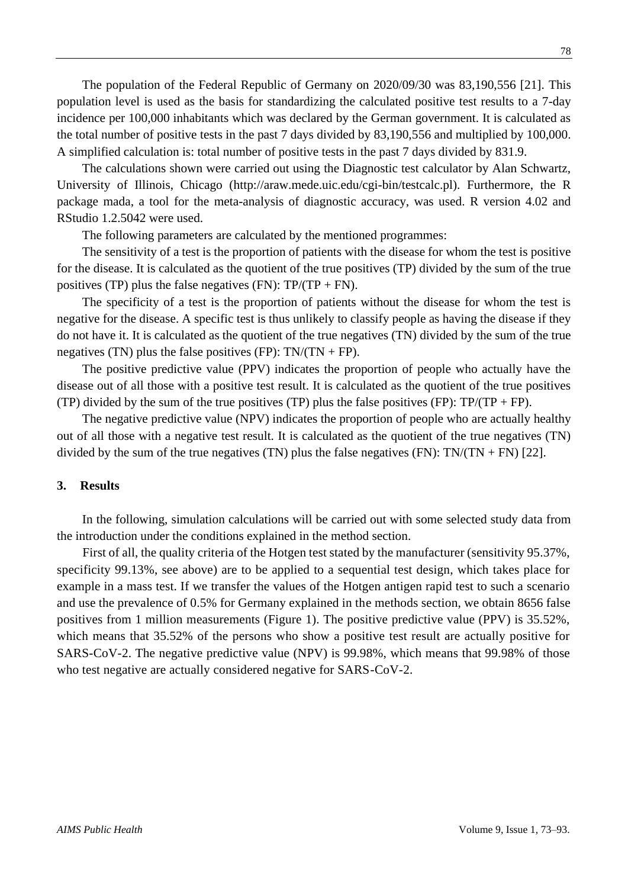The population of the Federal Republic of Germany on 2020/09/30 was 83,190,556 [21]. This population level is used as the basis for standardizing the calculated positive test results to a 7-day incidence per 100,000 inhabitants which was declared by the German government. It is calculated as the total number of positive tests in the past 7 days divided by 83,190,556 and multiplied by 100,000. A simplified calculation is: total number of positive tests in the past 7 days divided by 831.9.

The calculations shown were carried out using the Diagnostic test calculator by Alan Schwartz, University of Illinois, Chicago (http://araw.mede.uic.edu/cgi-bin/testcalc.pl). Furthermore, the R package mada, a tool for the meta-analysis of diagnostic accuracy, was used. R version 4.02 and RStudio 1.2.5042 were used.

The following parameters are calculated by the mentioned programmes:

The sensitivity of a test is the proportion of patients with the disease for whom the test is positive for the disease. It is calculated as the quotient of the true positives (TP) divided by the sum of the true positives (TP) plus the false negatives (FN): $TP/(TP + FN)$.

The specificity of a test is the proportion of patients without the disease for whom the test is negative for the disease. A specific test is thus unlikely to classify people as having the disease if they do not have it. It is calculated as the quotient of the true negatives (TN) divided by the sum of the true negatives (TN) plus the false positives (FP): $TN/(TN + FP)$.

The positive predictive value (PPV) indicates the proportion of people who actually have the disease out of all those with a positive test result. It is calculated as the quotient of the true positives (TP) divided by the sum of the true positives (TP) plus the false positives (FP): $TP/(TP + FP)$.

The negative predictive value (NPV) indicates the proportion of people who are actually healthy out of all those with a negative test result. It is calculated as the quotient of the true negatives (TN) divided by the sum of the true negatives (TN) plus the false negatives (FN): $TN/(TN + FN)$ [22].

## 3. Results

In the following, simulation calculations will be carried out with some selected study data from the introduction under the conditions explained in the method section.

First of all, the quality criteria of the Hotgen test stated by the manufacturer (sensitivity 95.37%, specificity 99.13%, see above) are to be applied to a sequential test design, which takes place for example in a mass test. If we transfer the values of the Hotgen antigen rapid test to such a scenario and use the prevalence of 0.5% for Germany explained in the methods section, we obtain 8656 false positives from 1 million measurements (Figure 1). The positive predictive value (PPV) is 35.52%, which means that 35.52% of the persons who show a positive test result are actually positive for SARS-CoV-2. The negative predictive value (NPV) is 99.98%, which means that 99.98% of those who test negative are actually considered negative for SARS-CoV-2.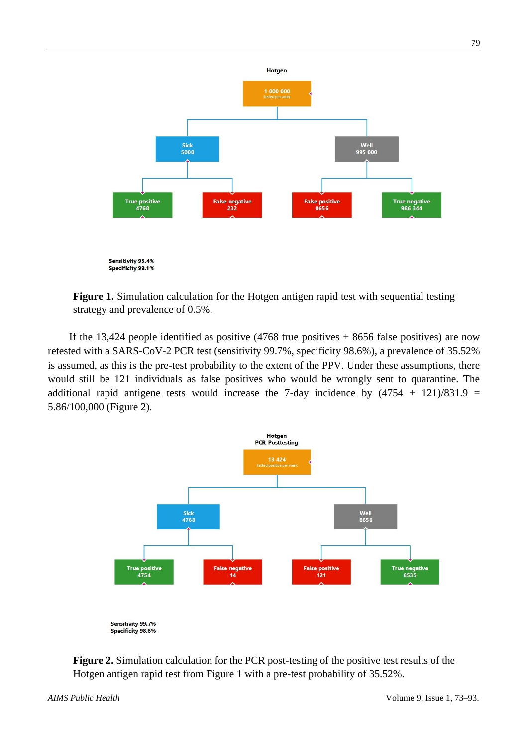Hotgen

1 000 000 tested per week

- Sick 5000
  - True positive 4768
  - False negative 232
- Well 995 000
  - False positive 8656
  - True negative 986 344

Sensitivity 95.4%
Specificity 99.1%

**Figure 1.** Simulation calculation for the Hotgen antigen rapid test with sequential testing strategy and prevalence of 0.5%.

If the 13,424 people identified as positive (4768 true positives + 8656 false positives) are now retested with a SARS-CoV-2 PCR test (sensitivity 99.7%, specificity 98.6%), a prevalence of 35.52% is assumed, as this is the pre-test probability to the extent of the PPV. Under these assumptions, there would still be 121 individuals as false positives who would be wrongly sent to quarantine. The additional rapid antigene tests would increase the 7-day incidence by (4754 + 121)/831.9 = 5.86/100,000 (Figure 2).

Hotgen
PCR-Posttesting

13 424 tested positive per week

- Sick 4768
  - True positive 4754
  - False negative 14
- Well 8656
  - False positive 121
  - True negative 8535

Sensitivity 99.7%
Specificity 98.6%

**Figure 2.** Simulation calculation for the PCR post-testing of the positive test results of the Hotgen antigen rapid test from Figure 1 with a pre-test probability of 35.52%.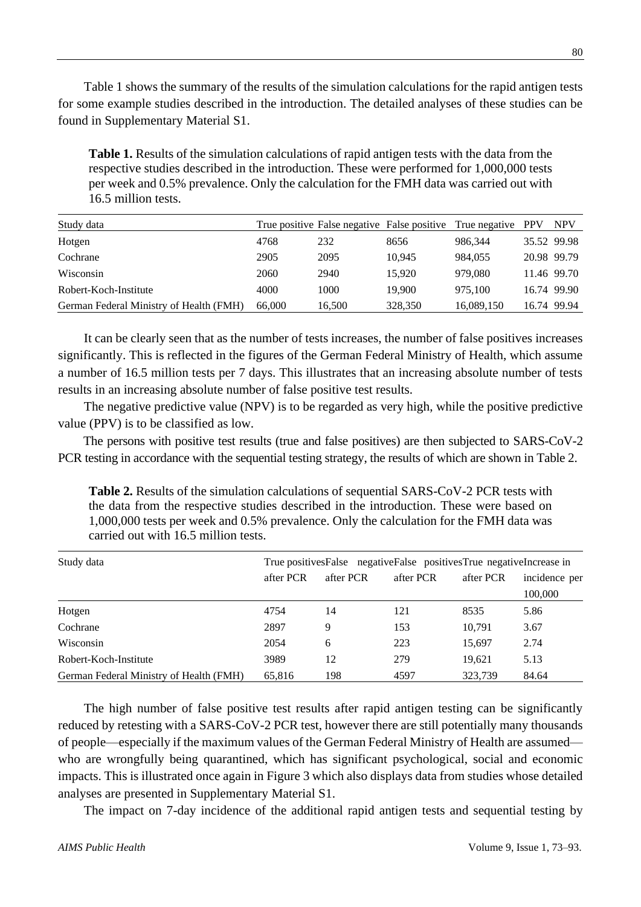Table 1 shows the summary of the results of the simulation calculations for the rapid antigen tests for some example studies described in the introduction. The detailed analyses of these studies can be found in Supplementary Material S1.

**Table 1.** Results of the simulation calculations of rapid antigen tests with the data from the respective studies described in the introduction. These were performed for 1,000,000 tests per week and 0.5% prevalence. Only the calculation for the FMH data was carried out with 16.5 million tests.

| Study data | True positive | False negative | False positive | True negative | PPV | NPV |
|---|---|---|---|---|---|---|
| Hotgen | 4768 | 232 | 8656 | 986,344 | 35.52 | 99.98 |
| Cochrane | 2905 | 2095 | 10,945 | 984,055 | 20.98 | 99.79 |
| Wisconsin | 2060 | 2940 | 15,920 | 979,080 | 11.46 | 99.70 |
| Robert-Koch-Institute | 4000 | 1000 | 19,900 | 975,100 | 16.74 | 99.90 |
| German Federal Ministry of Health (FMH) | 66,000 | 16,500 | 328,350 | 16,089,150 | 16.74 | 99.94 |

It can be clearly seen that as the number of tests increases, the number of false positives increases significantly. This is reflected in the figures of the German Federal Ministry of Health, which assume a number of 16.5 million tests per 7 days. This illustrates that an increasing absolute number of tests results in an increasing absolute number of false positive test results.

The negative predictive value (NPV) is to be regarded as very high, while the positive predictive value (PPV) is to be classified as low.

The persons with positive test results (true and false positives) are then subjected to SARS-CoV-2 PCR testing in accordance with the sequential testing strategy, the results of which are shown in Table 2.

**Table 2.** Results of the simulation calculations of sequential SARS-CoV-2 PCR tests with the data from the respective studies described in the introduction. These were based on 1,000,000 tests per week and 0.5% prevalence. Only the calculation for the FMH data was carried out with 16.5 million tests.

| Study data | True positives after PCR | False negative after PCR | False positives after PCR | True negative after PCR | Increase in incidence per 100,000 |
|---|---|---|---|---|---|
| Hotgen | 4754 | 14 | 121 | 8535 | 5.86 |
| Cochrane | 2897 | 9 | 153 | 10,791 | 3.67 |
| Wisconsin | 2054 | 6 | 223 | 15,697 | 2.74 |
| Robert-Koch-Institute | 3989 | 12 | 279 | 19,621 | 5.13 |
| German Federal Ministry of Health (FMH) | 65,816 | 198 | 4597 | 323,739 | 84.64 |

The high number of false positive test results after rapid antigen testing can be significantly reduced by retesting with a SARS-CoV-2 PCR test, however there are still potentially many thousands of people—especially if the maximum values of the German Federal Ministry of Health are assumed—who are wrongfully being quarantined, which has significant psychological, social and economic impacts. This is illustrated once again in Figure 3 which also displays data from studies whose detailed analyses are presented in Supplementary Material S1.

The impact on 7-day incidence of the additional rapid antigen tests and sequential testing by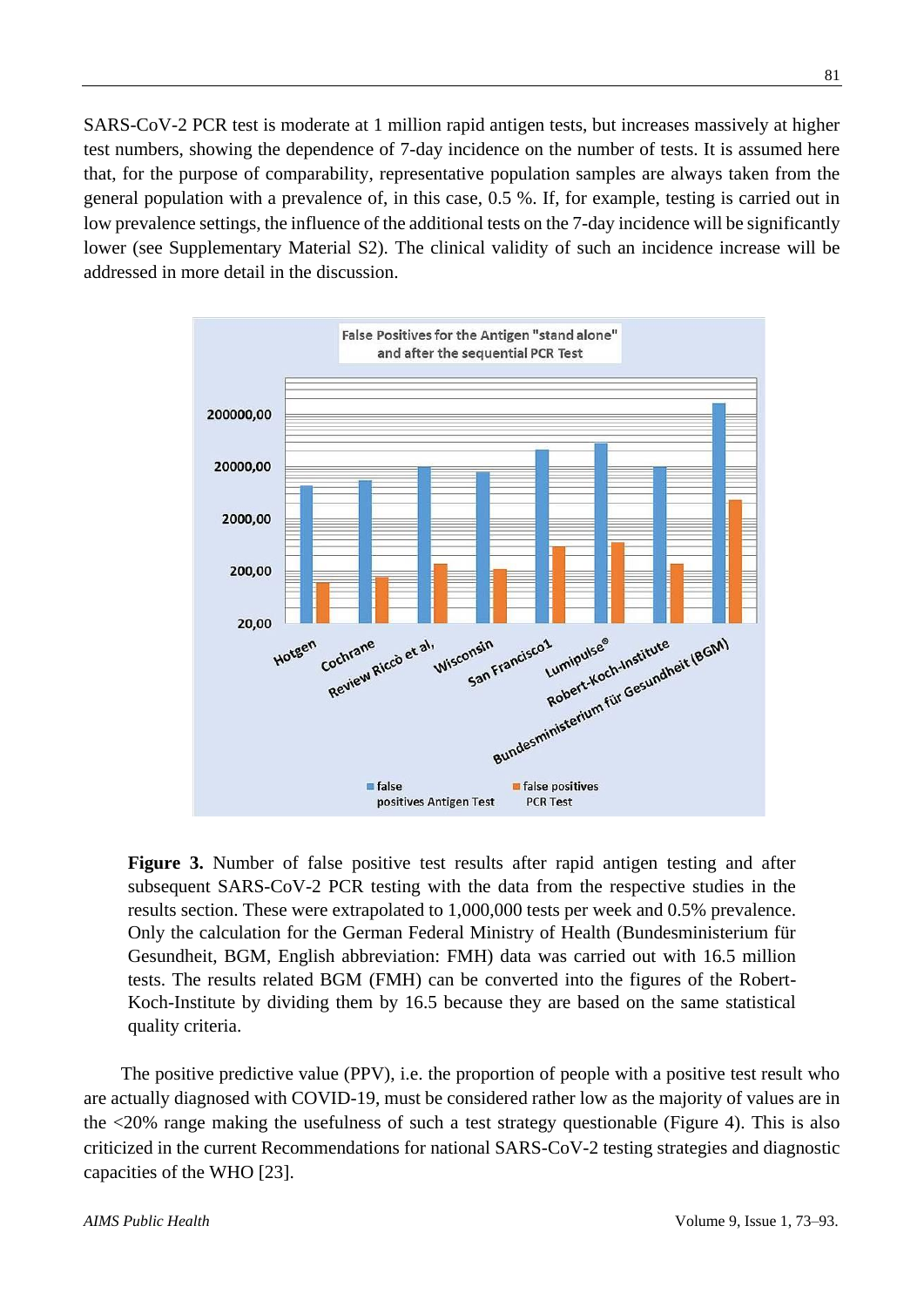SARS-CoV-2 PCR test is moderate at 1 million rapid antigen tests, but increases massively at higher test numbers, showing the dependence of 7-day incidence on the number of tests. It is assumed here that, for the purpose of comparability, representative population samples are always taken from the general population with a prevalence of, in this case, 0.5 %. If, for example, testing is carried out in low prevalence settings, the influence of the additional tests on the 7-day incidence will be significantly lower (see Supplementary Material S2). The clinical validity of such an incidence increase will be addressed in more detail in the discussion.

**Figure 3.** Number of false positive test results after rapid antigen testing and after subsequent SARS-CoV-2 PCR testing with the data from the respective studies in the results section. These were extrapolated to 1,000,000 tests per week and 0.5% prevalence. Only the calculation for the German Federal Ministry of Health (Bundesministerium für Gesundheit, BGM, English abbreviation: FMH) data was carried out with 16.5 million tests. The results related BGM (FMH) can be converted into the figures of the Robert-Koch-Institute by dividing them by 16.5 because they are based on the same statistical quality criteria.

The positive predictive value (PPV), i.e. the proportion of people with a positive test result who are actually diagnosed with COVID-19, must be considered rather low as the majority of values are in the <20% range making the usefulness of such a test strategy questionable (Figure 4). This is also criticized in the current Recommendations for national SARS-CoV-2 testing strategies and diagnostic capacities of the WHO [23].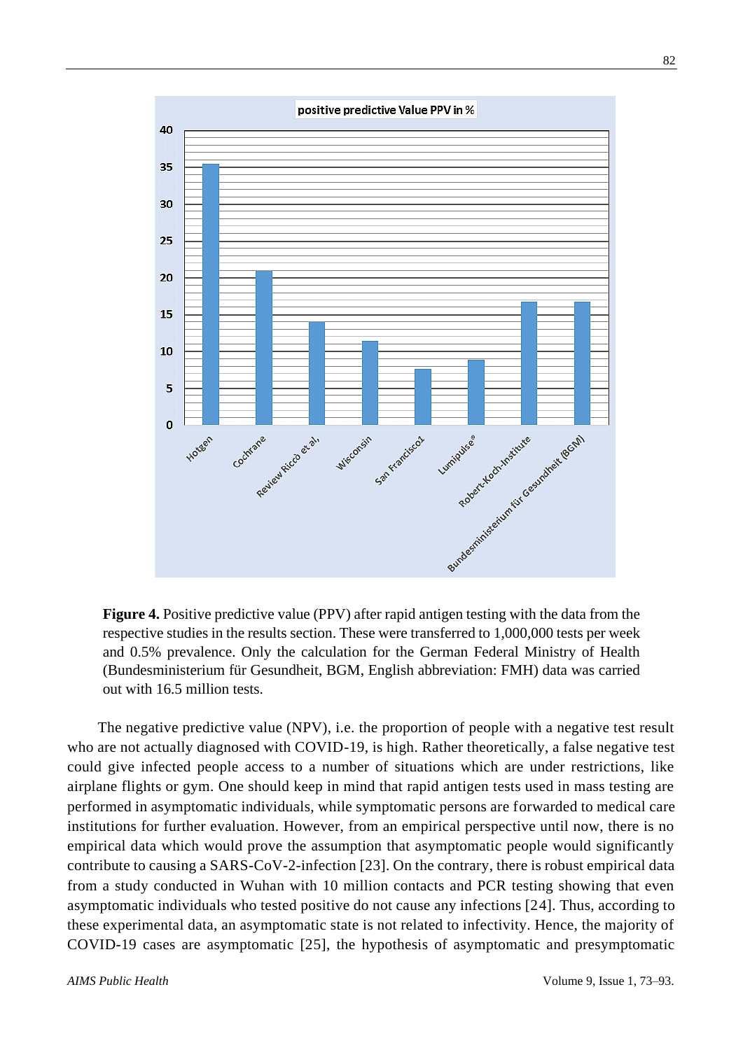**Figure 4.** Positive predictive value (PPV) after rapid antigen testing with the data from the respective studies in the results section. These were transferred to 1,000,000 tests per week and 0.5% prevalence. Only the calculation for the German Federal Ministry of Health (Bundesministerium für Gesundheit, BGM, English abbreviation: FMH) data was carried out with 16.5 million tests.

The negative predictive value (NPV), i.e. the proportion of people with a negative test result who are not actually diagnosed with COVID-19, is high. Rather theoretically, a false negative test could give infected people access to a number of situations which are under restrictions, like airplane flights or gym. One should keep in mind that rapid antigen tests used in mass testing are performed in asymptomatic individuals, while symptomatic persons are forwarded to medical care institutions for further evaluation. However, from an empirical perspective until now, there is no empirical data which would prove the assumption that asymptomatic people would significantly contribute to causing a SARS-CoV-2-infection [23]. On the contrary, there is robust empirical data from a study conducted in Wuhan with 10 million contacts and PCR testing showing that even asymptomatic individuals who tested positive do not cause any infections [24]. Thus, according to these experimental data, an asymptomatic state is not related to infectivity. Hence, the majority of COVID-19 cases are asymptomatic [25], the hypothesis of asymptomatic and presymptomatic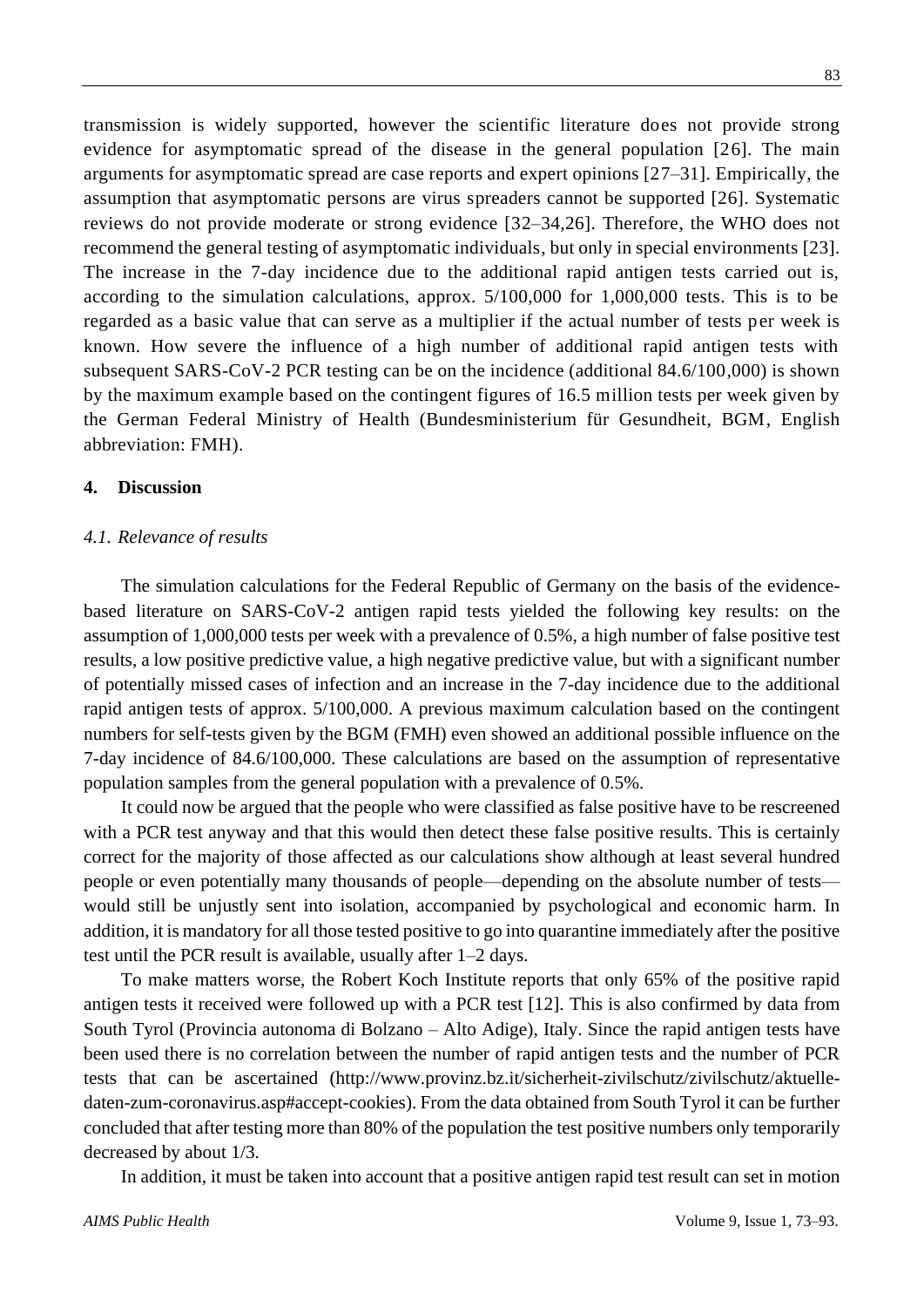transmission is widely supported, however the scientific literature does not provide strong evidence for asymptomatic spread of the disease in the general population [26]. The main arguments for asymptomatic spread are case reports and expert opinions [27–31]. Empirically, the assumption that asymptomatic persons are virus spreaders cannot be supported [26]. Systematic reviews do not provide moderate or strong evidence [32–34,26]. Therefore, the WHO does not recommend the general testing of asymptomatic individuals, but only in special environments [23]. The increase in the 7-day incidence due to the additional rapid antigen tests carried out is, according to the simulation calculations, approx. 5/100,000 for 1,000,000 tests. This is to be regarded as a basic value that can serve as a multiplier if the actual number of tests per week is known. How severe the influence of a high number of additional rapid antigen tests with subsequent SARS-CoV-2 PCR testing can be on the incidence (additional 84.6/100,000) is shown by the maximum example based on the contingent figures of 16.5 million tests per week given by the German Federal Ministry of Health (Bundesministerium für Gesundheit, BGM, English abbreviation: FMH).

## 4. Discussion

### *4.1. Relevance of results*

The simulation calculations for the Federal Republic of Germany on the basis of the evidence-based literature on SARS-CoV-2 antigen rapid tests yielded the following key results: on the assumption of 1,000,000 tests per week with a prevalence of 0.5%, a high number of false positive test results, a low positive predictive value, a high negative predictive value, but with a significant number of potentially missed cases of infection and an increase in the 7-day incidence due to the additional rapid antigen tests of approx. 5/100,000. A previous maximum calculation based on the contingent numbers for self-tests given by the BGM (FMH) even showed an additional possible influence on the 7-day incidence of 84.6/100,000. These calculations are based on the assumption of representative population samples from the general population with a prevalence of 0.5%.

It could now be argued that the people who were classified as false positive have to be rescreened with a PCR test anyway and that this would then detect these false positive results. This is certainly correct for the majority of those affected as our calculations show although at least several hundred people or even potentially many thousands of people—depending on the absolute number of tests—would still be unjustly sent into isolation, accompanied by psychological and economic harm. In addition, it is mandatory for all those tested positive to go into quarantine immediately after the positive test until the PCR result is available, usually after 1–2 days.

To make matters worse, the Robert Koch Institute reports that only 65% of the positive rapid antigen tests it received were followed up with a PCR test [12]. This is also confirmed by data from South Tyrol (Provincia autonoma di Bolzano – Alto Adige), Italy. Since the rapid antigen tests have been used there is no correlation between the number of rapid antigen tests and the number of PCR tests that can be ascertained (http://www.provinz.bz.it/sicherheit-zivilschutz/zivilschutz/aktuelle-daten-zum-coronavirus.asp#accept-cookies). From the data obtained from South Tyrol it can be further concluded that after testing more than 80% of the population the test positive numbers only temporarily decreased by about 1/3.

In addition, it must be taken into account that a positive antigen rapid test result can set in motion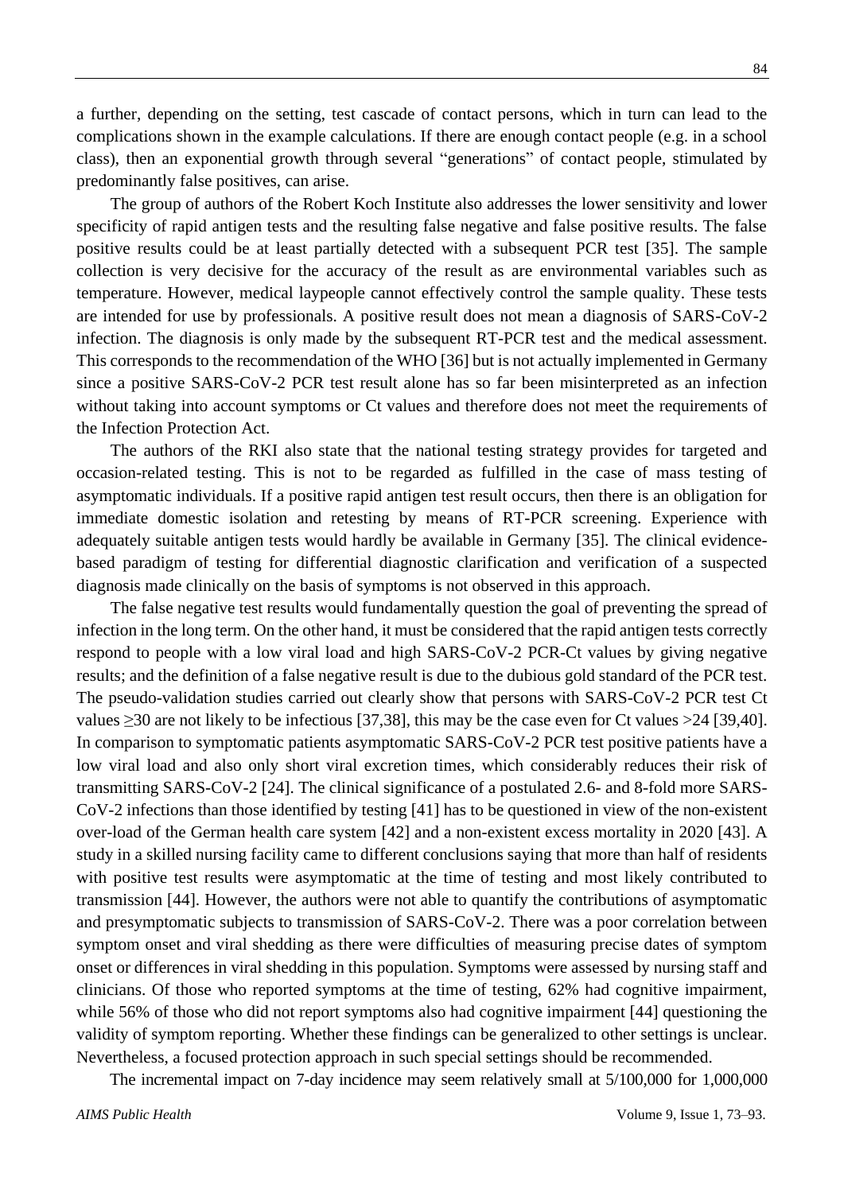a further, depending on the setting, test cascade of contact persons, which in turn can lead to the complications shown in the example calculations. If there are enough contact people (e.g. in a school class), then an exponential growth through several "generations" of contact people, stimulated by predominantly false positives, can arise.

The group of authors of the Robert Koch Institute also addresses the lower sensitivity and lower specificity of rapid antigen tests and the resulting false negative and false positive results. The false positive results could be at least partially detected with a subsequent PCR test [35]. The sample collection is very decisive for the accuracy of the result as are environmental variables such as temperature. However, medical laypeople cannot effectively control the sample quality. These tests are intended for use by professionals. A positive result does not mean a diagnosis of SARS-CoV-2 infection. The diagnosis is only made by the subsequent RT-PCR test and the medical assessment. This corresponds to the recommendation of the WHO [36] but is not actually implemented in Germany since a positive SARS-CoV-2 PCR test result alone has so far been misinterpreted as an infection without taking into account symptoms or Ct values and therefore does not meet the requirements of the Infection Protection Act.

The authors of the RKI also state that the national testing strategy provides for targeted and occasion-related testing. This is not to be regarded as fulfilled in the case of mass testing of asymptomatic individuals. If a positive rapid antigen test result occurs, then there is an obligation for immediate domestic isolation and retesting by means of RT-PCR screening. Experience with adequately suitable antigen tests would hardly be available in Germany [35]. The clinical evidence-based paradigm of testing for differential diagnostic clarification and verification of a suspected diagnosis made clinically on the basis of symptoms is not observed in this approach.

The false negative test results would fundamentally question the goal of preventing the spread of infection in the long term. On the other hand, it must be considered that the rapid antigen tests correctly respond to people with a low viral load and high SARS-CoV-2 PCR-Ct values by giving negative results; and the definition of a false negative result is due to the dubious gold standard of the PCR test. The pseudo-validation studies carried out clearly show that persons with SARS-CoV-2 PCR test Ct values ≥30 are not likely to be infectious [37,38], this may be the case even for Ct values >24 [39,40]. In comparison to symptomatic patients asymptomatic SARS-CoV-2 PCR test positive patients have a low viral load and also only short viral excretion times, which considerably reduces their risk of transmitting SARS-CoV-2 [24]. The clinical significance of a postulated 2.6- and 8-fold more SARS-CoV-2 infections than those identified by testing [41] has to be questioned in view of the non-existent over-load of the German health care system [42] and a non-existent excess mortality in 2020 [43]. A study in a skilled nursing facility came to different conclusions saying that more than half of residents with positive test results were asymptomatic at the time of testing and most likely contributed to transmission [44]. However, the authors were not able to quantify the contributions of asymptomatic and presymptomatic subjects to transmission of SARS-CoV-2. There was a poor correlation between symptom onset and viral shedding as there were difficulties of measuring precise dates of symptom onset or differences in viral shedding in this population. Symptoms were assessed by nursing staff and clinicians. Of those who reported symptoms at the time of testing, 62% had cognitive impairment, while 56% of those who did not report symptoms also had cognitive impairment [44] questioning the validity of symptom reporting. Whether these findings can be generalized to other settings is unclear. Nevertheless, a focused protection approach in such special settings should be recommended.

The incremental impact on 7-day incidence may seem relatively small at 5/100,000 for 1,000,000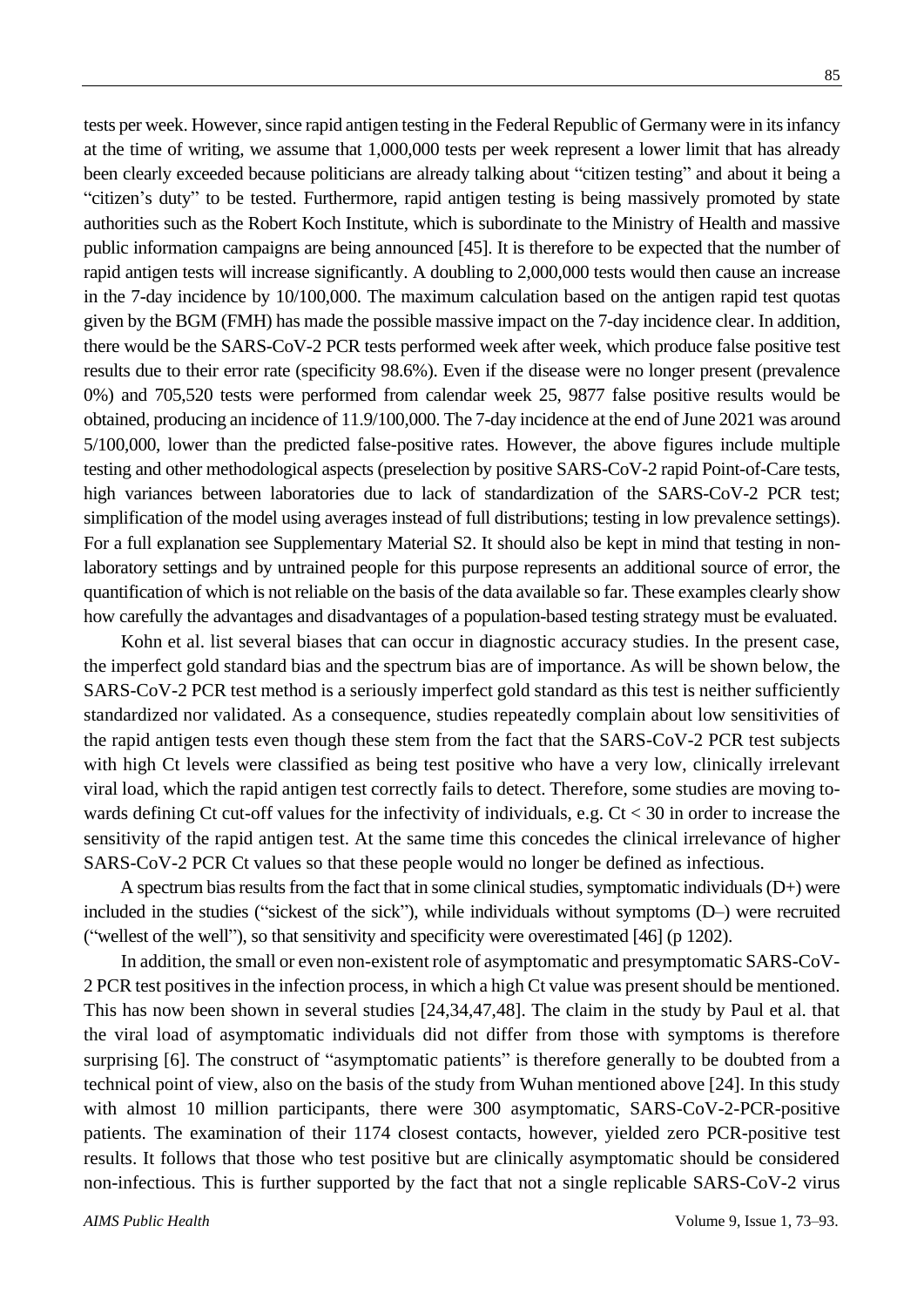tests per week. However, since rapid antigen testing in the Federal Republic of Germany were in its infancy at the time of writing, we assume that 1,000,000 tests per week represent a lower limit that has already been clearly exceeded because politicians are already talking about "citizen testing" and about it being a "citizen's duty" to be tested. Furthermore, rapid antigen testing is being massively promoted by state authorities such as the Robert Koch Institute, which is subordinate to the Ministry of Health and massive public information campaigns are being announced [45]. It is therefore to be expected that the number of rapid antigen tests will increase significantly. A doubling to 2,000,000 tests would then cause an increase in the 7-day incidence by 10/100,000. The maximum calculation based on the antigen rapid test quotas given by the BGM (FMH) has made the possible massive impact on the 7-day incidence clear. In addition, there would be the SARS-CoV-2 PCR tests performed week after week, which produce false positive test results due to their error rate (specificity 98.6%). Even if the disease were no longer present (prevalence 0%) and 705,520 tests were performed from calendar week 25, 9877 false positive results would be obtained, producing an incidence of 11.9/100,000. The 7-day incidence at the end of June 2021 was around 5/100,000, lower than the predicted false-positive rates. However, the above figures include multiple testing and other methodological aspects (preselection by positive SARS-CoV-2 rapid Point-of-Care tests, high variances between laboratories due to lack of standardization of the SARS-CoV-2 PCR test; simplification of the model using averages instead of full distributions; testing in low prevalence settings). For a full explanation see Supplementary Material S2. It should also be kept in mind that testing in non-laboratory settings and by untrained people for this purpose represents an additional source of error, the quantification of which is not reliable on the basis of the data available so far. These examples clearly show how carefully the advantages and disadvantages of a population-based testing strategy must be evaluated.

Kohn et al. list several biases that can occur in diagnostic accuracy studies. In the present case, the imperfect gold standard bias and the spectrum bias are of importance. As will be shown below, the SARS-CoV-2 PCR test method is a seriously imperfect gold standard as this test is neither sufficiently standardized nor validated. As a consequence, studies repeatedly complain about low sensitivities of the rapid antigen tests even though these stem from the fact that the SARS-CoV-2 PCR test subjects with high Ct levels were classified as being test positive who have a very low, clinically irrelevant viral load, which the rapid antigen test correctly fails to detect. Therefore, some studies are moving towards defining Ct cut-off values for the infectivity of individuals, e.g. Ct < 30 in order to increase the sensitivity of the rapid antigen test. At the same time this concedes the clinical irrelevance of higher SARS-CoV-2 PCR Ct values so that these people would no longer be defined as infectious.

A spectrum bias results from the fact that in some clinical studies, symptomatic individuals (D+) were included in the studies ("sickest of the sick"), while individuals without symptoms (D–) were recruited ("wellest of the well"), so that sensitivity and specificity were overestimated [46] (p 1202).

In addition, the small or even non-existent role of asymptomatic and presymptomatic SARS-CoV-2 PCR test positives in the infection process, in which a high Ct value was present should be mentioned. This has now been shown in several studies [24,34,47,48]. The claim in the study by Paul et al. that the viral load of asymptomatic individuals did not differ from those with symptoms is therefore surprising [6]. The construct of "asymptomatic patients" is therefore generally to be doubted from a technical point of view, also on the basis of the study from Wuhan mentioned above [24]. In this study with almost 10 million participants, there were 300 asymptomatic, SARS-CoV-2-PCR-positive patients. The examination of their 1174 closest contacts, however, yielded zero PCR-positive test results. It follows that those who test positive but are clinically asymptomatic should be considered non-infectious. This is further supported by the fact that not a single replicable SARS-CoV-2 virus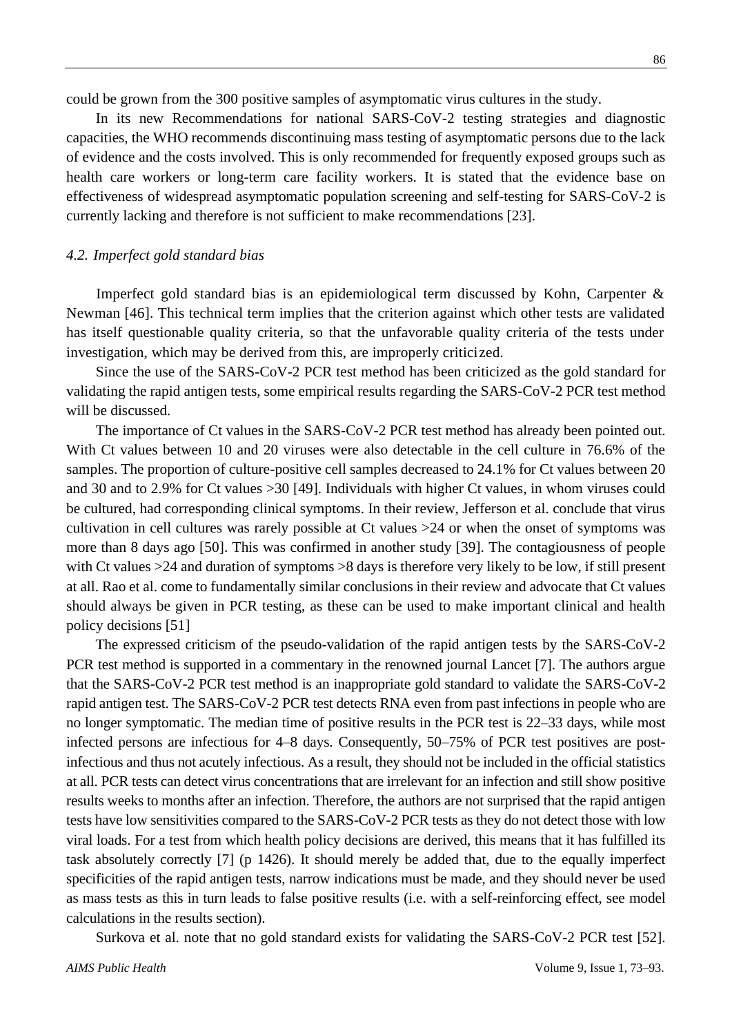could be grown from the 300 positive samples of asymptomatic virus cultures in the study.

In its new Recommendations for national SARS-CoV-2 testing strategies and diagnostic capacities, the WHO recommends discontinuing mass testing of asymptomatic persons due to the lack of evidence and the costs involved. This is only recommended for frequently exposed groups such as health care workers or long-term care facility workers. It is stated that the evidence base on effectiveness of widespread asymptomatic population screening and self-testing for SARS-CoV-2 is currently lacking and therefore is not sufficient to make recommendations [23].

### *4.2. Imperfect gold standard bias*

Imperfect gold standard bias is an epidemiological term discussed by Kohn, Carpenter & Newman [46]. This technical term implies that the criterion against which other tests are validated has itself questionable quality criteria, so that the unfavorable quality criteria of the tests under investigation, which may be derived from this, are improperly criticized.

Since the use of the SARS-CoV-2 PCR test method has been criticized as the gold standard for validating the rapid antigen tests, some empirical results regarding the SARS-CoV-2 PCR test method will be discussed.

The importance of Ct values in the SARS-CoV-2 PCR test method has already been pointed out. With Ct values between 10 and 20 viruses were also detectable in the cell culture in 76.6% of the samples. The proportion of culture-positive cell samples decreased to 24.1% for Ct values between 20 and 30 and to 2.9% for Ct values >30 [49]. Individuals with higher Ct values, in whom viruses could be cultured, had corresponding clinical symptoms. In their review, Jefferson et al. conclude that virus cultivation in cell cultures was rarely possible at Ct values >24 or when the onset of symptoms was more than 8 days ago [50]. This was confirmed in another study [39]. The contagiousness of people with Ct values >24 and duration of symptoms >8 days is therefore very likely to be low, if still present at all. Rao et al. come to fundamentally similar conclusions in their review and advocate that Ct values should always be given in PCR testing, as these can be used to make important clinical and health policy decisions [51]

The expressed criticism of the pseudo-validation of the rapid antigen tests by the SARS-CoV-2 PCR test method is supported in a commentary in the renowned journal Lancet [7]. The authors argue that the SARS-CoV-2 PCR test method is an inappropriate gold standard to validate the SARS-CoV-2 rapid antigen test. The SARS-CoV-2 PCR test detects RNA even from past infections in people who are no longer symptomatic. The median time of positive results in the PCR test is 22–33 days, while most infected persons are infectious for 4–8 days. Consequently, 50–75% of PCR test positives are post-infectious and thus not acutely infectious. As a result, they should not be included in the official statistics at all. PCR tests can detect virus concentrations that are irrelevant for an infection and still show positive results weeks to months after an infection. Therefore, the authors are not surprised that the rapid antigen tests have low sensitivities compared to the SARS-CoV-2 PCR tests as they do not detect those with low viral loads. For a test from which health policy decisions are derived, this means that it has fulfilled its task absolutely correctly [7] (p 1426). It should merely be added that, due to the equally imperfect specificities of the rapid antigen tests, narrow indications must be made, and they should never be used as mass tests as this in turn leads to false positive results (i.e. with a self-reinforcing effect, see model calculations in the results section).

Surkova et al. note that no gold standard exists for validating the SARS-CoV-2 PCR test [52].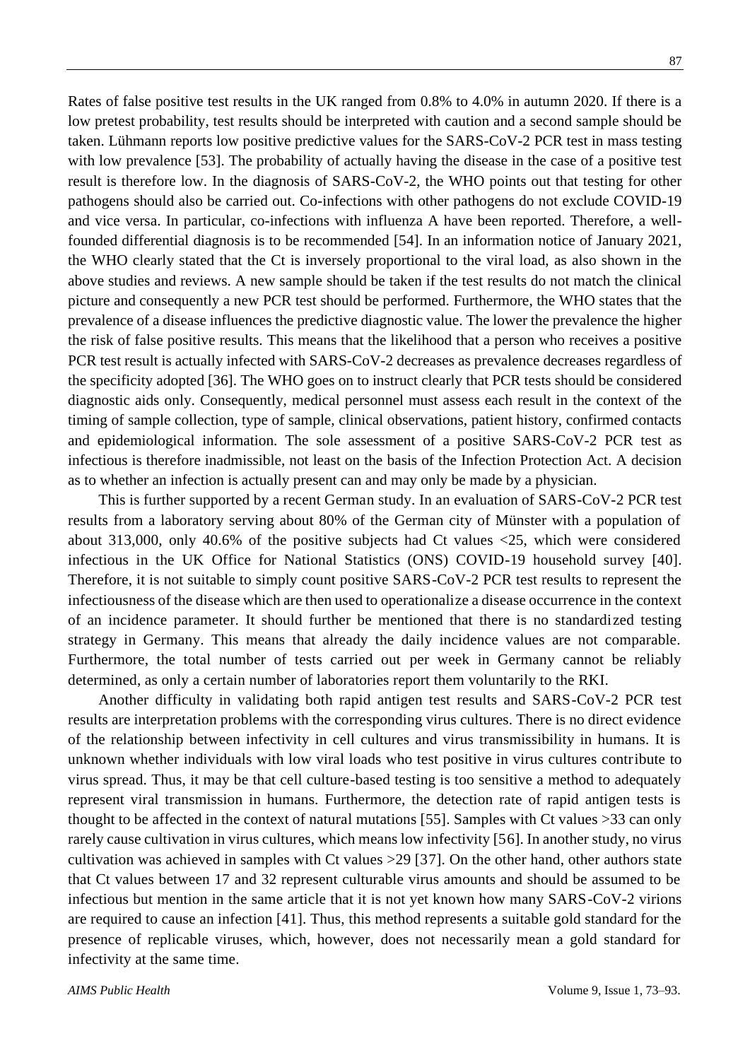Rates of false positive test results in the UK ranged from 0.8% to 4.0% in autumn 2020. If there is a low pretest probability, test results should be interpreted with caution and a second sample should be taken. Lühmann reports low positive predictive values for the SARS-CoV-2 PCR test in mass testing with low prevalence [53]. The probability of actually having the disease in the case of a positive test result is therefore low. In the diagnosis of SARS-CoV-2, the WHO points out that testing for other pathogens should also be carried out. Co-infections with other pathogens do not exclude COVID-19 and vice versa. In particular, co-infections with influenza A have been reported. Therefore, a well-founded differential diagnosis is to be recommended [54]. In an information notice of January 2021, the WHO clearly stated that the Ct is inversely proportional to the viral load, as also shown in the above studies and reviews. A new sample should be taken if the test results do not match the clinical picture and consequently a new PCR test should be performed. Furthermore, the WHO states that the prevalence of a disease influences the predictive diagnostic value. The lower the prevalence the higher the risk of false positive results. This means that the likelihood that a person who receives a positive PCR test result is actually infected with SARS-CoV-2 decreases as prevalence decreases regardless of the specificity adopted [36]. The WHO goes on to instruct clearly that PCR tests should be considered diagnostic aids only. Consequently, medical personnel must assess each result in the context of the timing of sample collection, type of sample, clinical observations, patient history, confirmed contacts and epidemiological information. The sole assessment of a positive SARS-CoV-2 PCR test as infectious is therefore inadmissible, not least on the basis of the Infection Protection Act. A decision as to whether an infection is actually present can and may only be made by a physician.

This is further supported by a recent German study. In an evaluation of SARS-CoV-2 PCR test results from a laboratory serving about 80% of the German city of Münster with a population of about 313,000, only 40.6% of the positive subjects had Ct values <25, which were considered infectious in the UK Office for National Statistics (ONS) COVID-19 household survey [40]. Therefore, it is not suitable to simply count positive SARS-CoV-2 PCR test results to represent the infectiousness of the disease which are then used to operationalize a disease occurrence in the context of an incidence parameter. It should further be mentioned that there is no standardized testing strategy in Germany. This means that already the daily incidence values are not comparable. Furthermore, the total number of tests carried out per week in Germany cannot be reliably determined, as only a certain number of laboratories report them voluntarily to the RKI.

Another difficulty in validating both rapid antigen test results and SARS-CoV-2 PCR test results are interpretation problems with the corresponding virus cultures. There is no direct evidence of the relationship between infectivity in cell cultures and virus transmissibility in humans. It is unknown whether individuals with low viral loads who test positive in virus cultures contribute to virus spread. Thus, it may be that cell culture-based testing is too sensitive a method to adequately represent viral transmission in humans. Furthermore, the detection rate of rapid antigen tests is thought to be affected in the context of natural mutations [55]. Samples with Ct values >33 can only rarely cause cultivation in virus cultures, which means low infectivity [56]. In another study, no virus cultivation was achieved in samples with Ct values >29 [37]. On the other hand, other authors state that Ct values between 17 and 32 represent culturable virus amounts and should be assumed to be infectious but mention in the same article that it is not yet known how many SARS-CoV-2 virions are required to cause an infection [41]. Thus, this method represents a suitable gold standard for the presence of replicable viruses, which, however, does not necessarily mean a gold standard for infectivity at the same time.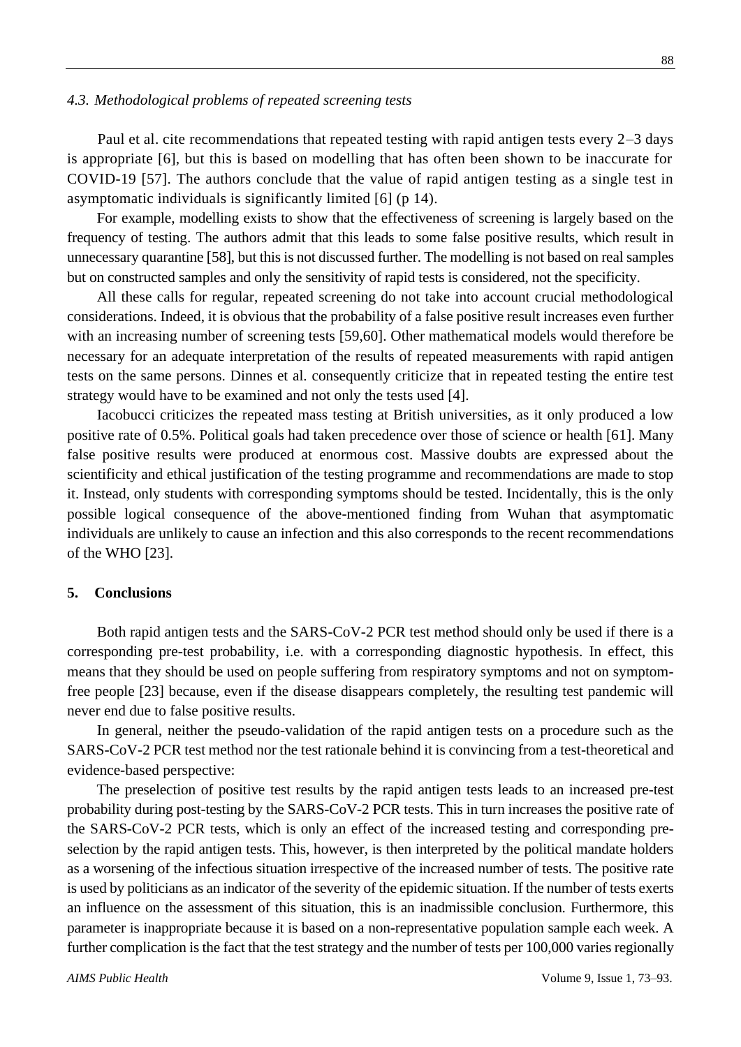### *4.3. Methodological problems of repeated screening tests*

Paul et al. cite recommendations that repeated testing with rapid antigen tests every 2–3 days is appropriate [6], but this is based on modelling that has often been shown to be inaccurate for COVID-19 [57]. The authors conclude that the value of rapid antigen testing as a single test in asymptomatic individuals is significantly limited [6] (p 14).

For example, modelling exists to show that the effectiveness of screening is largely based on the frequency of testing. The authors admit that this leads to some false positive results, which result in unnecessary quarantine [58], but this is not discussed further. The modelling is not based on real samples but on constructed samples and only the sensitivity of rapid tests is considered, not the specificity.

All these calls for regular, repeated screening do not take into account crucial methodological considerations. Indeed, it is obvious that the probability of a false positive result increases even further with an increasing number of screening tests [59,60]. Other mathematical models would therefore be necessary for an adequate interpretation of the results of repeated measurements with rapid antigen tests on the same persons. Dinnes et al. consequently criticize that in repeated testing the entire test strategy would have to be examined and not only the tests used [4].

Iacobucci criticizes the repeated mass testing at British universities, as it only produced a low positive rate of 0.5%. Political goals had taken precedence over those of science or health [61]. Many false positive results were produced at enormous cost. Massive doubts are expressed about the scientificity and ethical justification of the testing programme and recommendations are made to stop it. Instead, only students with corresponding symptoms should be tested. Incidentally, this is the only possible logical consequence of the above-mentioned finding from Wuhan that asymptomatic individuals are unlikely to cause an infection and this also corresponds to the recent recommendations of the WHO [23].

## 5. Conclusions

Both rapid antigen tests and the SARS-CoV-2 PCR test method should only be used if there is a corresponding pre-test probability, i.e. with a corresponding diagnostic hypothesis. In effect, this means that they should be used on people suffering from respiratory symptoms and not on symptom-free people [23] because, even if the disease disappears completely, the resulting test pandemic will never end due to false positive results.

In general, neither the pseudo-validation of the rapid antigen tests on a procedure such as the SARS-CoV-2 PCR test method nor the test rationale behind it is convincing from a test-theoretical and evidence-based perspective:

The preselection of positive test results by the rapid antigen tests leads to an increased pre-test probability during post-testing by the SARS-CoV-2 PCR tests. This in turn increases the positive rate of the SARS-CoV-2 PCR tests, which is only an effect of the increased testing and corresponding pre-selection by the rapid antigen tests. This, however, is then interpreted by the political mandate holders as a worsening of the infectious situation irrespective of the increased number of tests. The positive rate is used by politicians as an indicator of the severity of the epidemic situation. If the number of tests exerts an influence on the assessment of this situation, this is an inadmissible conclusion. Furthermore, this parameter is inappropriate because it is based on a non-representative population sample each week. A further complication is the fact that the test strategy and the number of tests per 100,000 varies regionally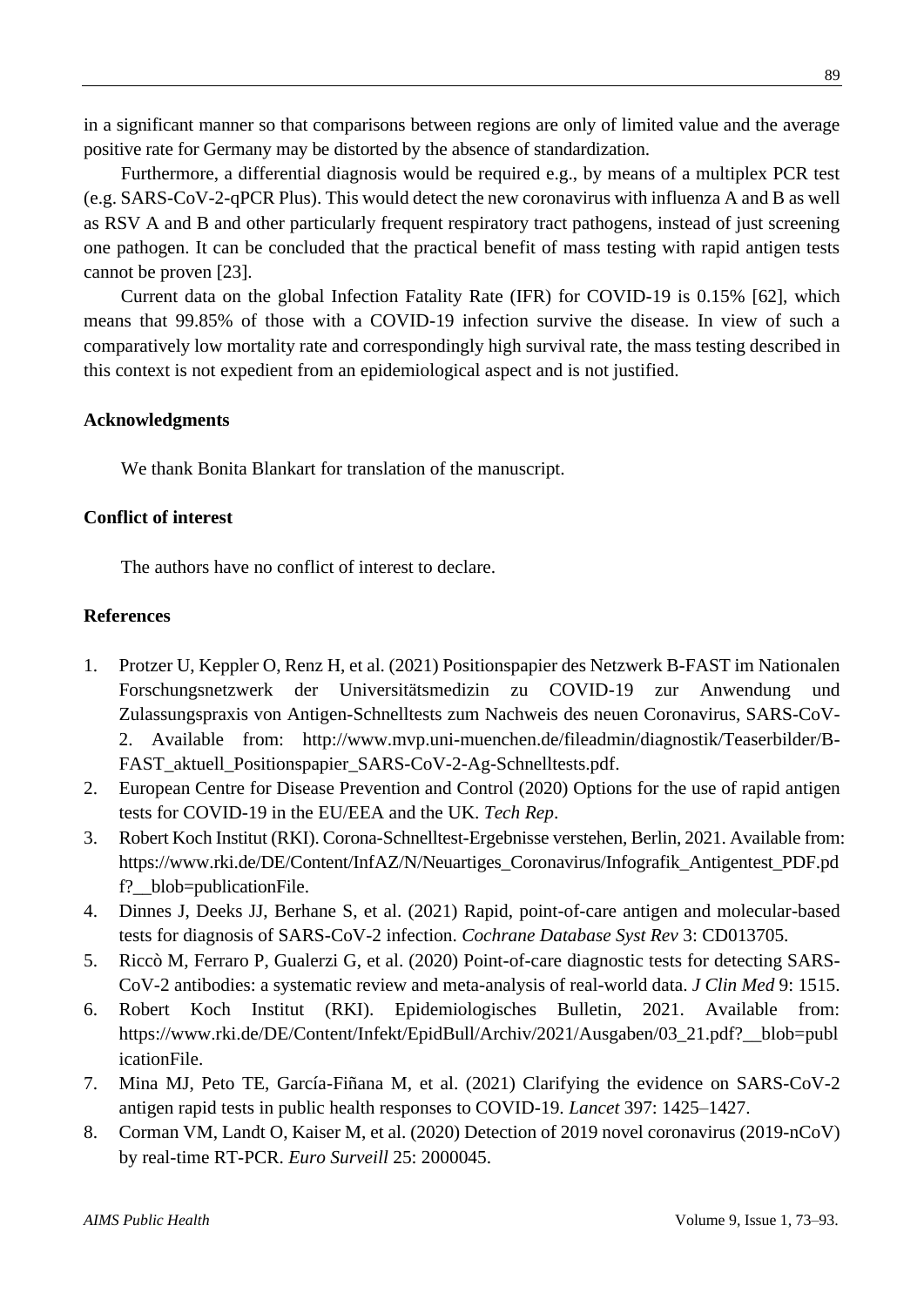in a significant manner so that comparisons between regions are only of limited value and the average positive rate for Germany may be distorted by the absence of standardization.

Furthermore, a differential diagnosis would be required e.g., by means of a multiplex PCR test (e.g. SARS-CoV-2-qPCR Plus). This would detect the new coronavirus with influenza A and B as well as RSV A and B and other particularly frequent respiratory tract pathogens, instead of just screening one pathogen. It can be concluded that the practical benefit of mass testing with rapid antigen tests cannot be proven [23].

Current data on the global Infection Fatality Rate (IFR) for COVID-19 is 0.15% [62], which means that 99.85% of those with a COVID-19 infection survive the disease. In view of such a comparatively low mortality rate and correspondingly high survival rate, the mass testing described in this context is not expedient from an epidemiological aspect and is not justified.

## Acknowledgments

We thank Bonita Blankart for translation of the manuscript.

## Conflict of interest

The authors have no conflict of interest to declare.

## References

1. Protzer U, Keppler O, Renz H, et al. (2021) Positionspapier des Netzwerk B-FAST im Nationalen Forschungsnetzwerk der Universitätsmedizin zu COVID-19 zur Anwendung und Zulassungspraxis von Antigen-Schnelltests zum Nachweis des neuen Coronavirus, SARS-CoV-2. Available from: http://www.mvp.uni-muenchen.de/fileadmin/diagnostik/Teaserbilder/B-FAST_aktuell_Positionspapier_SARS-CoV-2-Ag-Schnelltests.pdf.
2. European Centre for Disease Prevention and Control (2020) Options for the use of rapid antigen tests for COVID-19 in the EU/EEA and the UK. *Tech Rep*.
3. Robert Koch Institut (RKI). Corona-Schnelltest-Ergebnisse verstehen, Berlin, 2021. Available from: https://www.rki.de/DE/Content/InfAZ/N/Neuartiges_Coronavirus/Infografik_Antigentest_PDF.pdf?__blob=publicationFile.
4. Dinnes J, Deeks JJ, Berhane S, et al. (2021) Rapid, point-of-care antigen and molecular-based tests for diagnosis of SARS-CoV-2 infection. *Cochrane Database Syst Rev* 3: CD013705.
5. Riccò M, Ferraro P, Gualerzi G, et al. (2020) Point-of-care diagnostic tests for detecting SARS-CoV-2 antibodies: a systematic review and meta-analysis of real-world data. *J Clin Med* 9: 1515.
6. Robert Koch Institut (RKI). Epidemiologisches Bulletin, 2021. Available from: https://www.rki.de/DE/Content/Infekt/EpidBull/Archiv/2021/Ausgaben/03_21.pdf?__blob=publicationFile.
7. Mina MJ, Peto TE, García-Fiñana M, et al. (2021) Clarifying the evidence on SARS-CoV-2 antigen rapid tests in public health responses to COVID-19. *Lancet* 397: 1425–1427.
8. Corman VM, Landt O, Kaiser M, et al. (2020) Detection of 2019 novel coronavirus (2019-nCoV) by real-time RT-PCR. *Euro Surveill* 25: 2000045.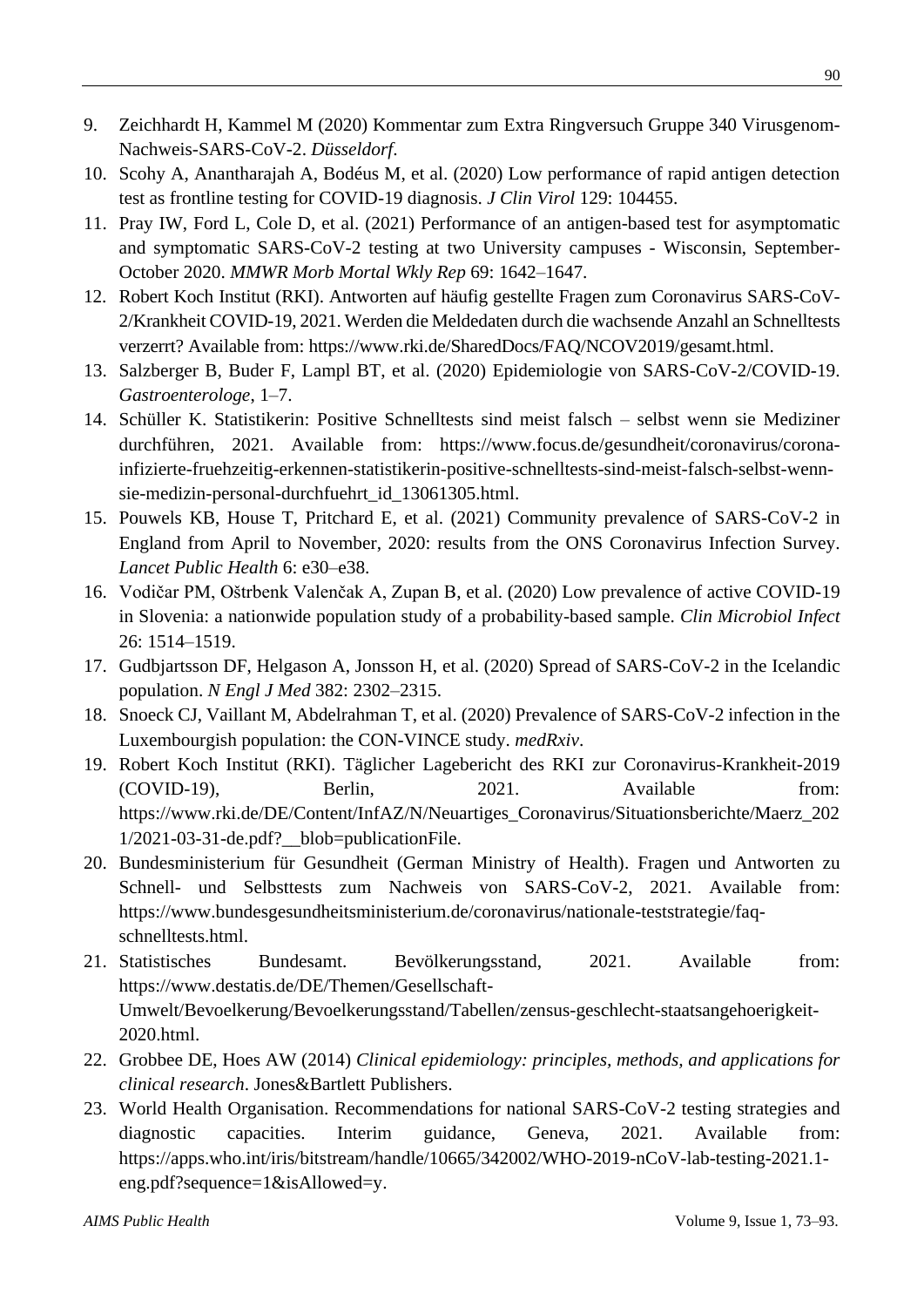9. Zeichhardt H, Kammel M (2020) Kommentar zum Extra Ringversuch Gruppe 340 Virusgenom-Nachweis-SARS-CoV-2. *Düsseldorf*.
10. Scohy A, Anantharajah A, Bodéus M, et al. (2020) Low performance of rapid antigen detection test as frontline testing for COVID-19 diagnosis. *J Clin Virol* 129: 104455.
11. Pray IW, Ford L, Cole D, et al. (2021) Performance of an antigen-based test for asymptomatic and symptomatic SARS-CoV-2 testing at two University campuses - Wisconsin, September-October 2020. *MMWR Morb Mortal Wkly Rep* 69: 1642–1647.
12. Robert Koch Institut (RKI). Antworten auf häufig gestellte Fragen zum Coronavirus SARS-CoV-2/Krankheit COVID-19, 2021. Werden die Meldedaten durch die wachsende Anzahl an Schnelltests verzerrt? Available from: https://www.rki.de/SharedDocs/FAQ/NCOV2019/gesamt.html.
13. Salzberger B, Buder F, Lampl BT, et al. (2020) Epidemiologie von SARS-CoV-2/COVID-19. *Gastroenterologe*, 1–7.
14. Schüller K. Statistikerin: Positive Schnelltests sind meist falsch – selbst wenn sie Mediziner durchführen, 2021. Available from: https://www.focus.de/gesundheit/coronavirus/corona-infizierte-fruehzeitig-erkennen-statistikerin-positive-schnelltests-sind-meist-falsch-selbst-wenn-sie-medizin-personal-durchfuehrt_id_13061305.html.
15. Pouwels KB, House T, Pritchard E, et al. (2021) Community prevalence of SARS-CoV-2 in England from April to November, 2020: results from the ONS Coronavirus Infection Survey. *Lancet Public Health* 6: e30–e38.
16. Vodičar PM, Oštrbenk Valenčak A, Zupan B, et al. (2020) Low prevalence of active COVID-19 in Slovenia: a nationwide population study of a probability-based sample. *Clin Microbiol Infect* 26: 1514–1519.
17. Gudbjartsson DF, Helgason A, Jonsson H, et al. (2020) Spread of SARS-CoV-2 in the Icelandic population. *N Engl J Med* 382: 2302–2315.
18. Snoeck CJ, Vaillant M, Abdelrahman T, et al. (2020) Prevalence of SARS-CoV-2 infection in the Luxembourgish population: the CON-VINCE study. *medRxiv*.
19. Robert Koch Institut (RKI). Täglicher Lagebericht des RKI zur Coronavirus-Krankheit-2019 (COVID-19), Berlin, 2021. Available from: https://www.rki.de/DE/Content/InfAZ/N/Neuartiges_Coronavirus/Situationsberichte/Maerz_2021/2021-03-31-de.pdf?__blob=publicationFile.
20. Bundesministerium für Gesundheit (German Ministry of Health). Fragen und Antworten zu Schnell- und Selbsttests zum Nachweis von SARS-CoV-2, 2021. Available from: https://www.bundesgesundheitsministerium.de/coronavirus/nationale-teststrategie/faq-schnelltests.html.
21. Statistisches Bundesamt. Bevölkerungsstand, 2021. Available from: https://www.destatis.de/DE/Themen/Gesellschaft-Umwelt/Bevoelkerung/Bevoelkerungsstand/Tabellen/zensus-geschlecht-staatsangehoerigkeit-2020.html.
22. Grobbee DE, Hoes AW (2014) *Clinical epidemiology: principles, methods, and applications for clinical research*. Jones&Bartlett Publishers.
23. World Health Organisation. Recommendations for national SARS-CoV-2 testing strategies and diagnostic capacities. Interim guidance, Geneva, 2021. Available from: https://apps.who.int/iris/bitstream/handle/10665/342002/WHO-2019-nCoV-lab-testing-2021.1-eng.pdf?sequence=1&isAllowed=y.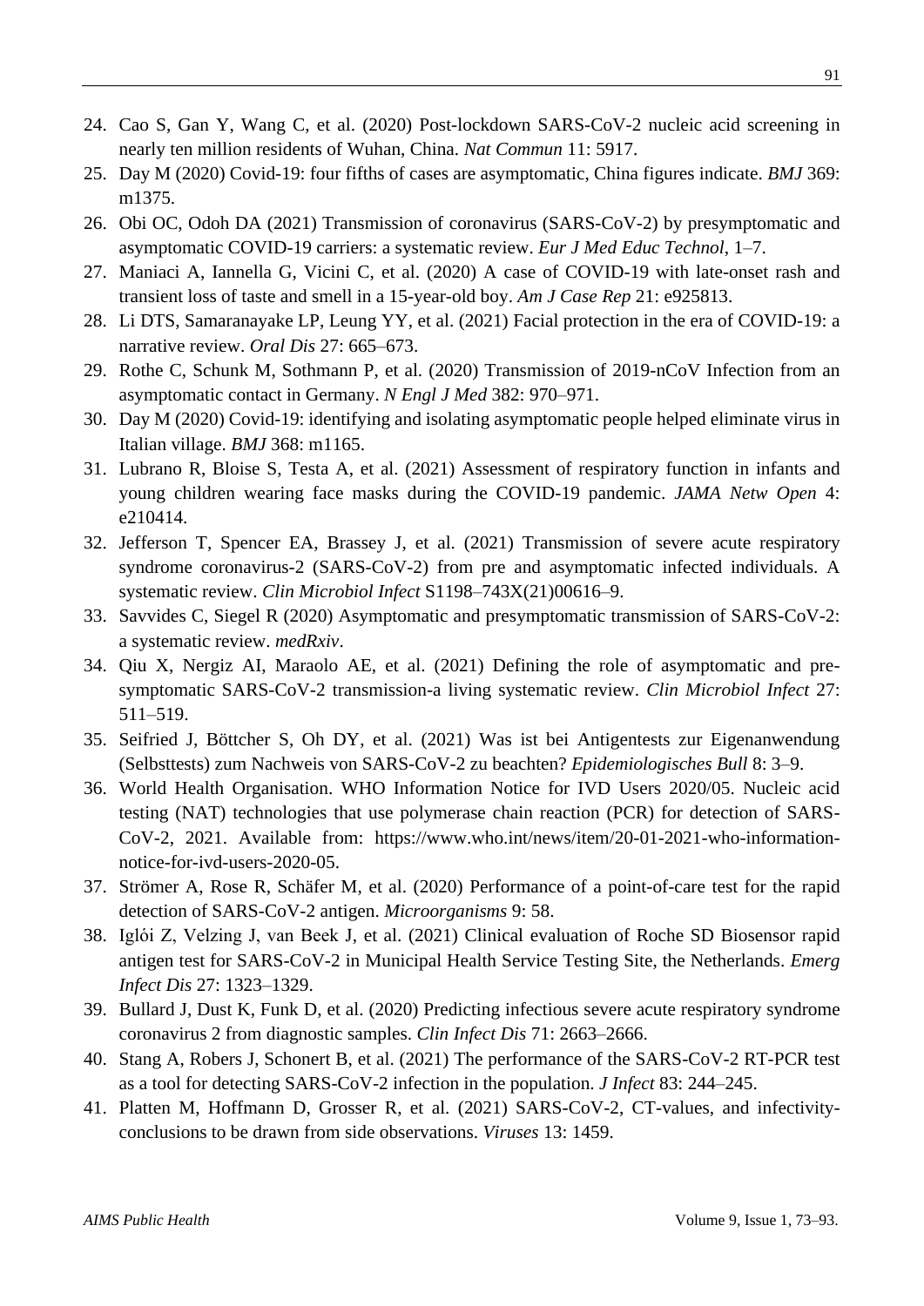24. Cao S, Gan Y, Wang C, et al. (2020) Post-lockdown SARS-CoV-2 nucleic acid screening in nearly ten million residents of Wuhan, China. *Nat Commun* 11: 5917.
25. Day M (2020) Covid-19: four fifths of cases are asymptomatic, China figures indicate. *BMJ* 369: m1375.
26. Obi OC, Odoh DA (2021) Transmission of coronavirus (SARS-CoV-2) by presymptomatic and asymptomatic COVID-19 carriers: a systematic review. *Eur J Med Educ Technol*, 1–7.
27. Maniaci A, Iannella G, Vicini C, et al. (2020) A case of COVID-19 with late-onset rash and transient loss of taste and smell in a 15-year-old boy. *Am J Case Rep* 21: e925813.
28. Li DTS, Samaranayake LP, Leung YY, et al. (2021) Facial protection in the era of COVID-19: a narrative review. *Oral Dis* 27: 665–673.
29. Rothe C, Schunk M, Sothmann P, et al. (2020) Transmission of 2019-nCoV Infection from an asymptomatic contact in Germany. *N Engl J Med* 382: 970–971.
30. Day M (2020) Covid-19: identifying and isolating asymptomatic people helped eliminate virus in Italian village. *BMJ* 368: m1165.
31. Lubrano R, Bloise S, Testa A, et al. (2021) Assessment of respiratory function in infants and young children wearing face masks during the COVID-19 pandemic. *JAMA Netw Open* 4: e210414.
32. Jefferson T, Spencer EA, Brassey J, et al. (2021) Transmission of severe acute respiratory syndrome coronavirus-2 (SARS-CoV-2) from pre and asymptomatic infected individuals. A systematic review. *Clin Microbiol Infect* S1198–743X(21)00616–9.
33. Savvides C, Siegel R (2020) Asymptomatic and presymptomatic transmission of SARS-CoV-2: a systematic review. *medRxiv*.
34. Qiu X, Nergiz AI, Maraolo AE, et al. (2021) Defining the role of asymptomatic and pre-symptomatic SARS-CoV-2 transmission-a living systematic review. *Clin Microbiol Infect* 27: 511–519.
35. Seifried J, Böttcher S, Oh DY, et al. (2021) Was ist bei Antigentests zur Eigenanwendung (Selbsttests) zum Nachweis von SARS-CoV-2 zu beachten? *Epidemiologisches Bull* 8: 3–9.
36. World Health Organisation. WHO Information Notice for IVD Users 2020/05. Nucleic acid testing (NAT) technologies that use polymerase chain reaction (PCR) for detection of SARS-CoV-2, 2021. Available from: https://www.who.int/news/item/20-01-2021-who-information-notice-for-ivd-users-2020-05.
37. Strömer A, Rose R, Schäfer M, et al. (2020) Performance of a point-of-care test for the rapid detection of SARS-CoV-2 antigen. *Microorganisms* 9: 58.
38. Iglói Z, Velzing J, van Beek J, et al. (2021) Clinical evaluation of Roche SD Biosensor rapid antigen test for SARS-CoV-2 in Municipal Health Service Testing Site, the Netherlands. *Emerg Infect Dis* 27: 1323–1329.
39. Bullard J, Dust K, Funk D, et al. (2020) Predicting infectious severe acute respiratory syndrome coronavirus 2 from diagnostic samples. *Clin Infect Dis* 71: 2663–2666.
40. Stang A, Robers J, Schonert B, et al. (2021) The performance of the SARS-CoV-2 RT-PCR test as a tool for detecting SARS-CoV-2 infection in the population. *J Infect* 83: 244–245.
41. Platten M, Hoffmann D, Grosser R, et al. (2021) SARS-CoV-2, CT-values, and infectivity-conclusions to be drawn from side observations. *Viruses* 13: 1459.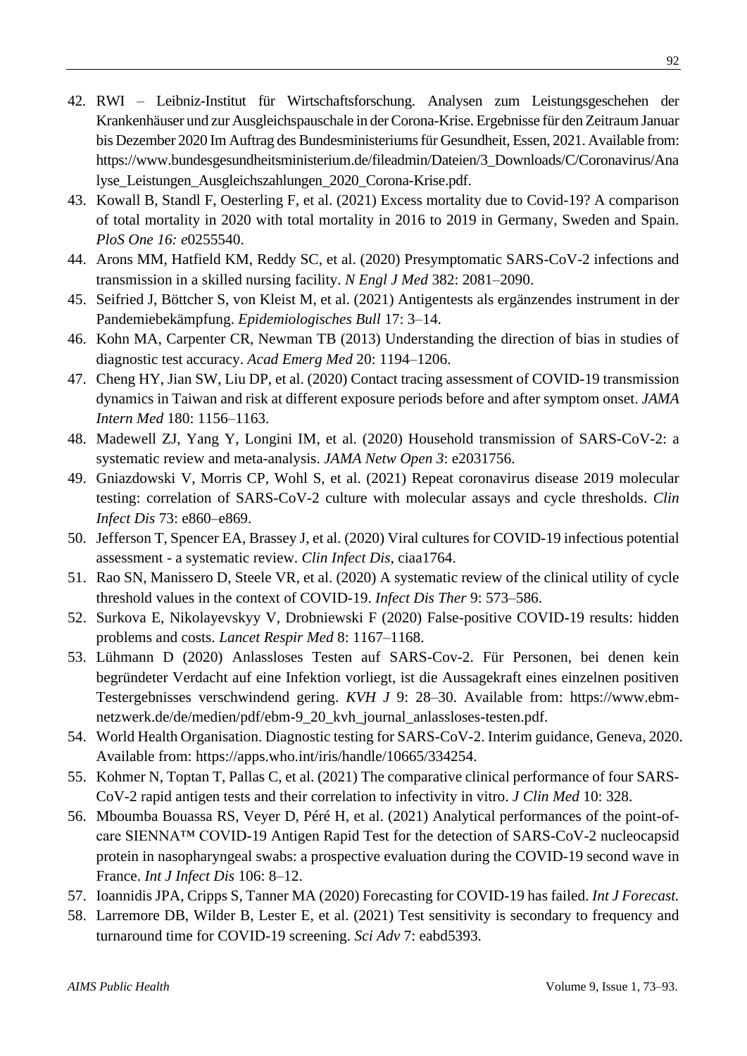42. RWI – Leibniz-Institut für Wirtschaftsforschung. Analysen zum Leistungsgeschehen der Krankenhäuser und zur Ausgleichspauschale in der Corona-Krise. Ergebnisse für den Zeitraum Januar bis Dezember 2020 Im Auftrag des Bundesministeriums für Gesundheit, Essen, 2021. Available from: https://www.bundesgesundheitsministerium.de/fileadmin/Dateien/3_Downloads/C/Coronavirus/Analyse_Leistungen_Ausgleichszahlungen_2020_Corona-Krise.pdf.
43. Kowall B, Standl F, Oesterling F, et al. (2021) Excess mortality due to Covid-19? A comparison of total mortality in 2020 with total mortality in 2016 to 2019 in Germany, Sweden and Spain. *PloS One 16: e*0255540.
44. Arons MM, Hatfield KM, Reddy SC, et al. (2020) Presymptomatic SARS-CoV-2 infections and transmission in a skilled nursing facility. *N Engl J Med* 382: 2081–2090.
45. Seifried J, Böttcher S, von Kleist M, et al. (2021) Antigentests als ergänzendes instrument in der Pandemiebekämpfung. *Epidemiologisches Bull* 17: 3–14.
46. Kohn MA, Carpenter CR, Newman TB (2013) Understanding the direction of bias in studies of diagnostic test accuracy. *Acad Emerg Med* 20: 1194–1206.
47. Cheng HY, Jian SW, Liu DP, et al. (2020) Contact tracing assessment of COVID-19 transmission dynamics in Taiwan and risk at different exposure periods before and after symptom onset. *JAMA Intern Med* 180: 1156–1163.
48. Madewell ZJ, Yang Y, Longini IM, et al. (2020) Household transmission of SARS-CoV-2: a systematic review and meta-analysis. *JAMA Netw Open 3*: e2031756.
49. Gniazdowski V, Morris CP, Wohl S, et al. (2021) Repeat coronavirus disease 2019 molecular testing: correlation of SARS-CoV-2 culture with molecular assays and cycle thresholds. *Clin Infect Dis* 73: e860–e869.
50. Jefferson T, Spencer EA, Brassey J, et al. (2020) Viral cultures for COVID-19 infectious potential assessment - a systematic review. *Clin Infect Dis*, ciaa1764.
51. Rao SN, Manissero D, Steele VR, et al. (2020) A systematic review of the clinical utility of cycle threshold values in the context of COVID-19. *Infect Dis Ther* 9: 573–586.
52. Surkova E, Nikolayevskyy V, Drobniewski F (2020) False-positive COVID-19 results: hidden problems and costs. *Lancet Respir Med* 8: 1167–1168.
53. Lühmann D (2020) Anlassloses Testen auf SARS-Cov-2. Für Personen, bei denen kein begründeter Verdacht auf eine Infektion vorliegt, ist die Aussagekraft eines einzelnen positiven Testergebnisses verschwindend gering. *KVH J* 9: 28–30. Available from: https://www.ebm-netzwerk.de/de/medien/pdf/ebm-9_20_kvh_journal_anlassloses-testen.pdf.
54. World Health Organisation. Diagnostic testing for SARS-CoV-2. Interim guidance, Geneva, 2020. Available from: https://apps.who.int/iris/handle/10665/334254.
55. Kohmer N, Toptan T, Pallas C, et al. (2021) The comparative clinical performance of four SARS-CoV-2 rapid antigen tests and their correlation to infectivity in vitro. *J Clin Med* 10: 328.
56. Mboumba Bouassa RS, Veyer D, Péré H, et al. (2021) Analytical performances of the point-of-care SIENNA™ COVID-19 Antigen Rapid Test for the detection of SARS-CoV-2 nucleocapsid protein in nasopharyngeal swabs: a prospective evaluation during the COVID-19 second wave in France. *Int J Infect Dis* 106: 8–12.
57. Ioannidis JPA, Cripps S, Tanner MA (2020) Forecasting for COVID-19 has failed. *Int J Forecast.*
58. Larremore DB, Wilder B, Lester E, et al. (2021) Test sensitivity is secondary to frequency and turnaround time for COVID-19 screening. *Sci Adv* 7: eabd5393.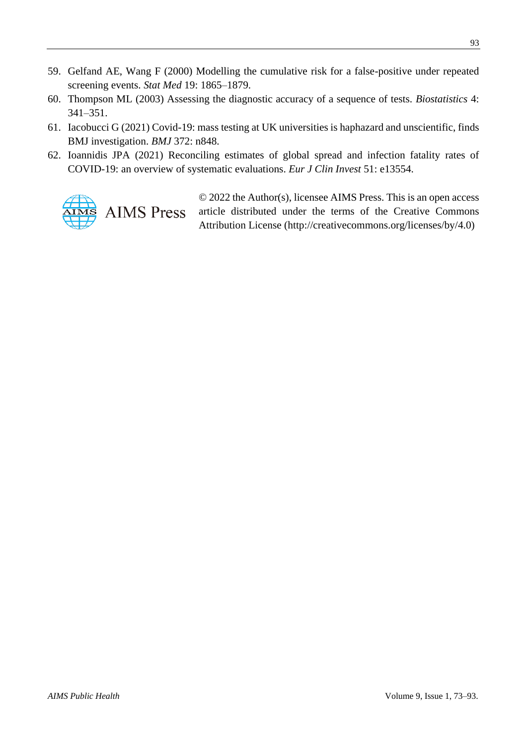59. Gelfand AE, Wang F (2000) Modelling the cumulative risk for a false-positive under repeated screening events. *Stat Med* 19: 1865–1879.
60. Thompson ML (2003) Assessing the diagnostic accuracy of a sequence of tests. *Biostatistics* 4: 341–351.
61. Iacobucci G (2021) Covid-19: mass testing at UK universities is haphazard and unscientific, finds BMJ investigation. *BMJ* 372: n848.
62. Ioannidis JPA (2021) Reconciling estimates of global spread and infection fatality rates of COVID-19: an overview of systematic evaluations. *Eur J Clin Invest* 51: e13554.

AIMS Press

© 2022 the Author(s), licensee AIMS Press. This is an open access article distributed under the terms of the Creative Commons Attribution License (http://creativecommons.org/licenses/by/4.0)